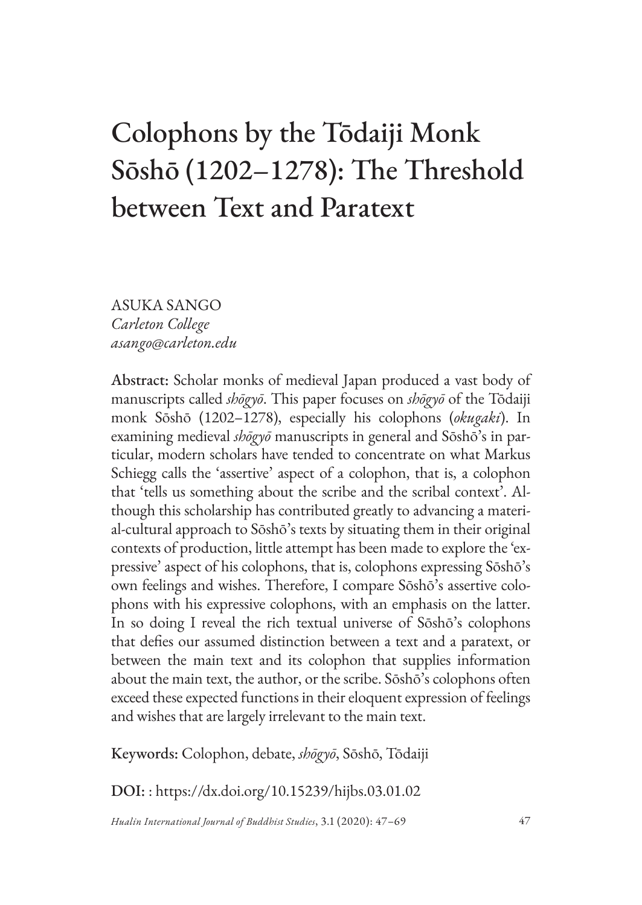# Colophons by the Tōdaiji Monk Sōshō (1202–1278): The Threshold between Text and Paratext

ASUKA SANGO
*Carleton College*
*asango@carleton.edu*

**Abstract:** Scholar monks of medieval Japan produced a vast body of manuscripts called *shōgyō*. This paper focuses on *shōgyō* of the Tōdaiji monk Sōshō (1202–1278), especially his colophons (*okugaki*). In examining medieval *shōgyō* manuscripts in general and Sōshō's in particular, modern scholars have tended to concentrate on what Markus Schiegg calls the 'assertive' aspect of a colophon, that is, a colophon that 'tells us something about the scribe and the scribal context'. Although this scholarship has contributed greatly to advancing a material-cultural approach to Sōshō's texts by situating them in their original contexts of production, little attempt has been made to explore the 'expressive' aspect of his colophons, that is, colophons expressing Sōshō's own feelings and wishes. Therefore, I compare Sōshō's assertive colophons with his expressive colophons, with an emphasis on the latter. In so doing I reveal the rich textual universe of Sōshō's colophons that defies our assumed distinction between a text and a paratext, or between the main text and its colophon that supplies information about the main text, the author, or the scribe. Sōshō's colophons often exceed these expected functions in their eloquent expression of feelings and wishes that are largely irrelevant to the main text.

**Keywords:** Colophon, debate, *shōgyō*, Sōshō, Tōdaiji

**DOI:** : https://dx.doi.org/10.15239/hijbs.03.01.02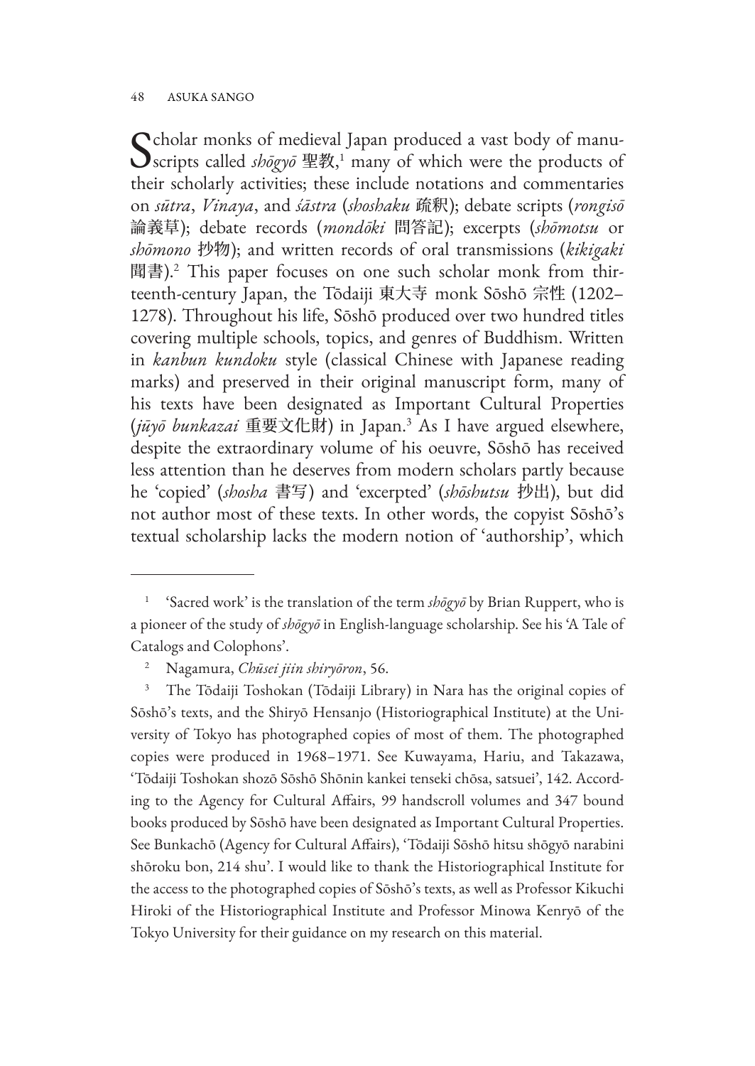Scholar monks of medieval Japan produced a vast body of manuscripts called *shōgyō* 聖教,[1] many of which were the products of their scholarly activities; these include notations and commentaries on *sūtra*, *Vinaya*, and *śāstra* (*shoshaku* 疏釈); debate scripts (*rongisō* 論義草); debate records (*mondōki* 問答記); excerpts (*shōmotsu* or *shōmono* 抄物); and written records of oral transmissions (*kikigaki* 聞書).[2] This paper focuses on one such scholar monk from thirteenth-century Japan, the Tōdaiji 東大寺 monk Sōshō 宗性 (1202–1278). Throughout his life, Sōshō produced over two hundred titles covering multiple schools, topics, and genres of Buddhism. Written in *kanbun kundoku* style (classical Chinese with Japanese reading marks) and preserved in their original manuscript form, many of his texts have been designated as Important Cultural Properties (*jūyō bunkazai* 重要文化財) in Japan.[3] As I have argued elsewhere, despite the extraordinary volume of his oeuvre, Sōshō has received less attention than he deserves from modern scholars partly because he 'copied' (*shosha* 書写) and 'excerpted' (*shōshutsu* 抄出), but did not author most of these texts. In other words, the copyist Sōshō's textual scholarship lacks the modern notion of 'authorship', which

---

[1] 'Sacred work' is the translation of the term *shōgyō* by Brian Ruppert, who is a pioneer of the study of *shōgyō* in English-language scholarship. See his 'A Tale of Catalogs and Colophons'.

[2] Nagamura, *Chūsei jiin shiryōron*, 56.

[3] The Tōdaiji Toshokan (Tōdaiji Library) in Nara has the original copies of Sōshō's texts, and the Shiryō Hensanjo (Historiographical Institute) at the University of Tokyo has photographed copies of most of them. The photographed copies were produced in 1968–1971. See Kuwayama, Hariu, and Takazawa, 'Tōdaiji Toshokan shozō Sōshō Shōnin kankei tenseki chōsa, satsuei', 142. According to the Agency for Cultural Affairs, 99 handscroll volumes and 347 bound books produced by Sōshō have been designated as Important Cultural Properties. See Bunkachō (Agency for Cultural Affairs), 'Tōdaiji Sōshō hitsu shōgyō narabini shōroku bon, 214 shu'. I would like to thank the Historiographical Institute for the access to the photographed copies of Sōshō's texts, as well as Professor Kikuchi Hiroki of the Historiographical Institute and Professor Minowa Kenryō of the Tokyo University for their guidance on my research on this material.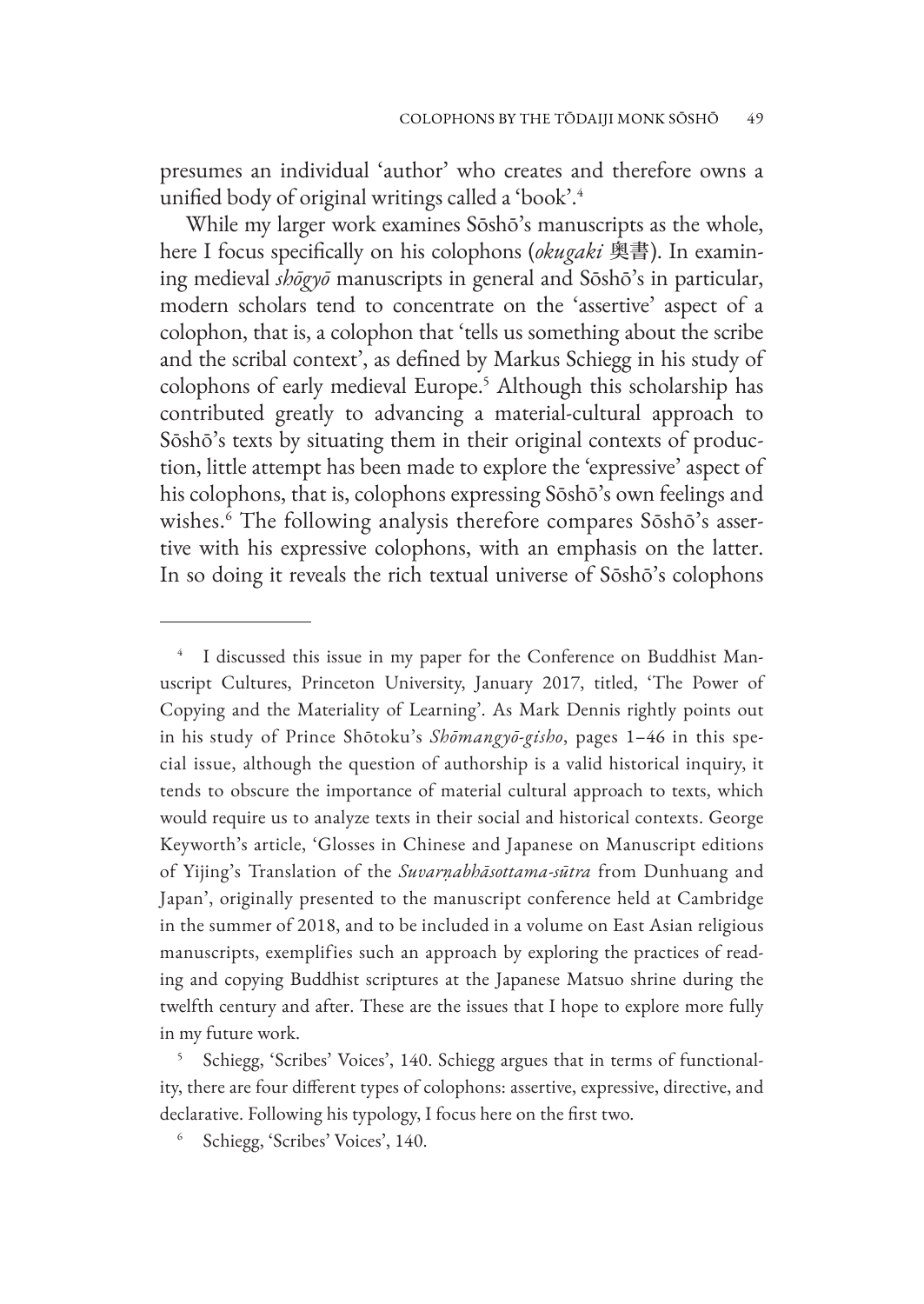presumes an individual 'author' who creates and therefore owns a unified body of original writings called a 'book'.[4]

While my larger work examines Sōshō's manuscripts as the whole, here I focus specifically on his colophons (*okugaki* 奥書). In examining medieval *shōgyō* manuscripts in general and Sōshō's in particular, modern scholars tend to concentrate on the 'assertive' aspect of a colophon, that is, a colophon that 'tells us something about the scribe and the scribal context', as defined by Markus Schiegg in his study of colophons of early medieval Europe.[5] Although this scholarship has contributed greatly to advancing a material-cultural approach to Sōshō's texts by situating them in their original contexts of production, little attempt has been made to explore the 'expressive' aspect of his colophons, that is, colophons expressing Sōshō's own feelings and wishes.[6] The following analysis therefore compares Sōshō's assertive with his expressive colophons, with an emphasis on the latter. In so doing it reveals the rich textual universe of Sōshō's colophons

---

[4] I discussed this issue in my paper for the Conference on Buddhist Manuscript Cultures, Princeton University, January 2017, titled, 'The Power of Copying and the Materiality of Learning'. As Mark Dennis rightly points out in his study of Prince Shōtoku's *Shōmangyō-gisho*, pages 1–46 in this special issue, although the question of authorship is a valid historical inquiry, it tends to obscure the importance of material cultural approach to texts, which would require us to analyze texts in their social and historical contexts. George Keyworth's article, 'Glosses in Chinese and Japanese on Manuscript editions of Yijing's Translation of the *Suvarṇabhāsottama-sūtra* from Dunhuang and Japan', originally presented to the manuscript conference held at Cambridge in the summer of 2018, and to be included in a volume on East Asian religious manuscripts, exemplifies such an approach by exploring the practices of reading and copying Buddhist scriptures at the Japanese Matsuo shrine during the twelfth century and after. These are the issues that I hope to explore more fully in my future work.

[5] Schiegg, 'Scribes' Voices', 140. Schiegg argues that in terms of functionality, there are four different types of colophons: assertive, expressive, directive, and declarative. Following his typology, I focus here on the first two.

[6] Schiegg, 'Scribes' Voices', 140.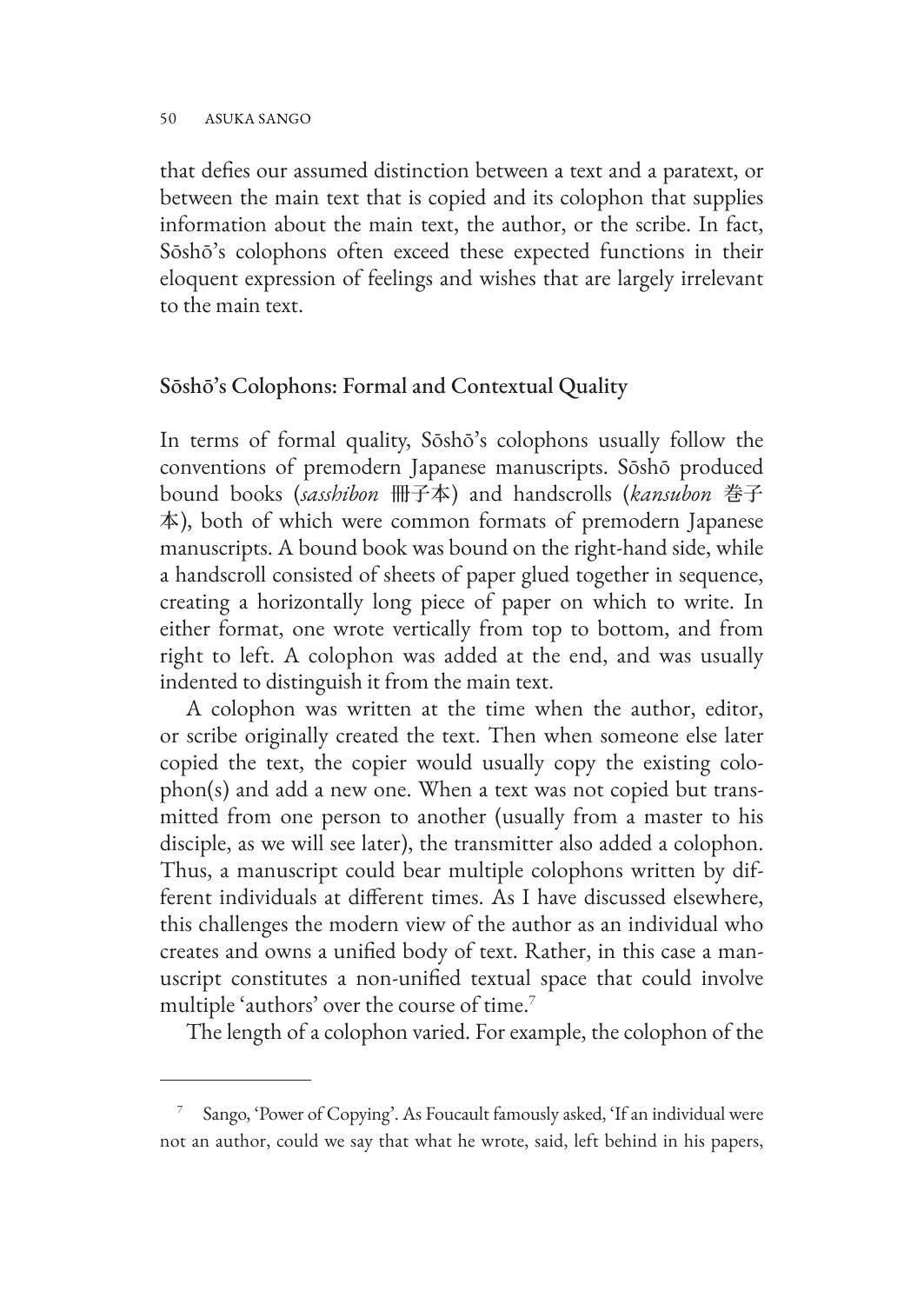that defies our assumed distinction between a text and a paratext, or between the main text that is copied and its colophon that supplies information about the main text, the author, or the scribe. In fact, Sōshō's colophons often exceed these expected functions in their eloquent expression of feelings and wishes that are largely irrelevant to the main text.

## Sōshō's Colophons: Formal and Contextual Quality

In terms of formal quality, Sōshō's colophons usually follow the conventions of premodern Japanese manuscripts. Sōshō produced bound books (*sasshibon* 冊子本) and handscrolls (*kansubon* 巻子本), both of which were common formats of premodern Japanese manuscripts. A bound book was bound on the right-hand side, while a handscroll consisted of sheets of paper glued together in sequence, creating a horizontally long piece of paper on which to write. In either format, one wrote vertically from top to bottom, and from right to left. A colophon was added at the end, and was usually indented to distinguish it from the main text.

A colophon was written at the time when the author, editor, or scribe originally created the text. Then when someone else later copied the text, the copier would usually copy the existing colophon(s) and add a new one. When a text was not copied but transmitted from one person to another (usually from a master to his disciple, as we will see later), the transmitter also added a colophon. Thus, a manuscript could bear multiple colophons written by different individuals at different times. As I have discussed elsewhere, this challenges the modern view of the author as an individual who creates and owns a unified body of text. Rather, in this case a manuscript constitutes a non-unified textual space that could involve multiple 'authors' over the course of time.[7]

The length of a colophon varied. For example, the colophon of the

---

[7] Sango, 'Power of Copying'. As Foucault famously asked, 'If an individual were not an author, could we say that what he wrote, said, left behind in his papers,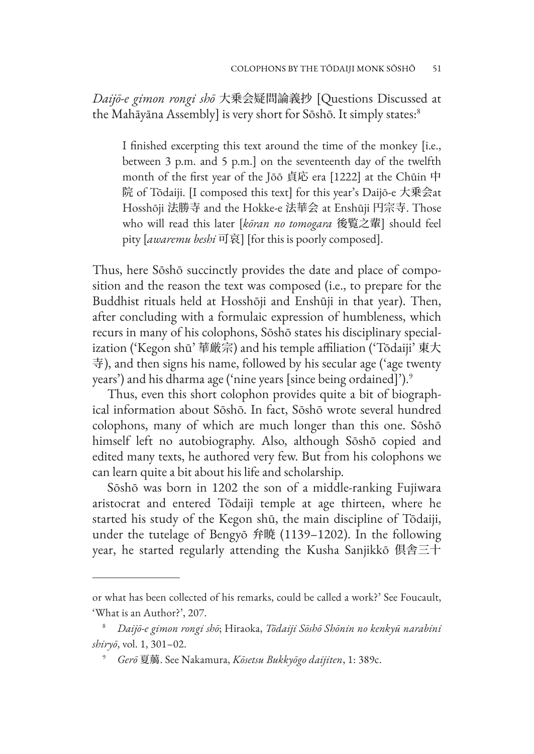*Daijō-e gimon rongi shō* 大乗会疑問論義抄 [Questions Discussed at the Mahāyāna Assembly] is very short for Sōshō. It simply states:[8]

> I finished excerpting this text around the time of the monkey [i.e., between 3 p.m. and 5 p.m.] on the seventeenth day of the twelfth month of the first year of the Jōō 貞応 era [1222] at the Chūin 中院 of Tōdaiji. [I composed this text] for this year's Daijō-e 大乗会at Hosshōji 法勝寺 and the Hokke-e 法華会 at Enshūji 円宗寺. Those who will read this later [*kōran no tomogara* 後覧之輩] should feel pity [*awaremu beshi* 可哀] [for this is poorly composed].

Thus, here Sōshō succinctly provides the date and place of composition and the reason the text was composed (i.e., to prepare for the Buddhist rituals held at Hosshōji and Enshūji in that year). Then, after concluding with a formulaic expression of humbleness, which recurs in many of his colophons, Sōshō states his disciplinary specialization ('Kegon shū' 華厳宗) and his temple affiliation ('Tōdaiji' 東大寺), and then signs his name, followed by his secular age ('age twenty years') and his dharma age ('nine years [since being ordained]').[9]

Thus, even this short colophon provides quite a bit of biographical information about Sōshō. In fact, Sōshō wrote several hundred colophons, many of which are much longer than this one. Sōshō himself left no autobiography. Also, although Sōshō copied and edited many texts, he authored very few. But from his colophons we can learn quite a bit about his life and scholarship.

Sōshō was born in 1202 the son of a middle-ranking Fujiwara aristocrat and entered Tōdaiji temple at age thirteen, where he started his study of the Kegon shū, the main discipline of Tōdaiji, under the tutelage of Bengyō 弁暁 (1139–1202). In the following year, he started regularly attending the Kusha Sanjikkō 倶舎三十

---

or what has been collected of his remarks, could be called a work?' See Foucault, 'What is an Author?', 207.

[8] *Daijō-e gimon rongi shō*; Hiraoka, *Tōdaiji Sōshō Shōnin no kenkyū narabini shiryō*, vol. 1, 301–02.

[9] *Gerō* 夏臈. See Nakamura, *Kōsetsu Bukkyōgo daijiten*, 1: 389c.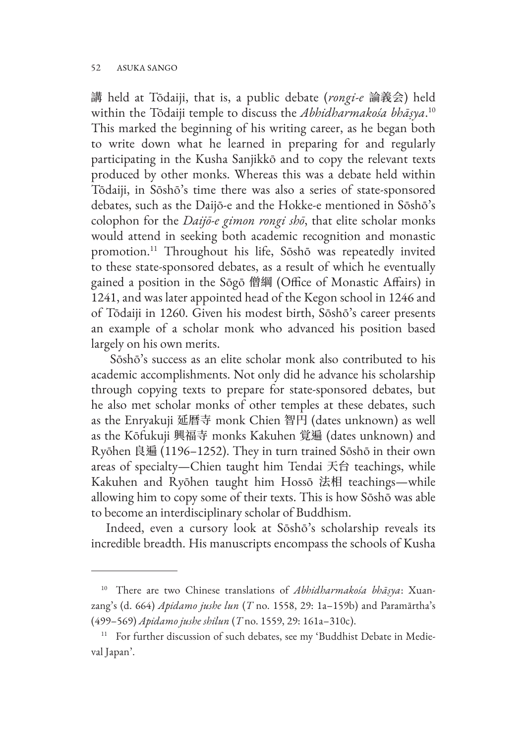講 held at Tōdaiji, that is, a public debate (*rongi-e* 論義会) held within the Tōdaiji temple to discuss the *Abhidharmakośa bhāṣya*.[10] This marked the beginning of his writing career, as he began both to write down what he learned in preparing for and regularly participating in the Kusha Sanjikkō and to copy the relevant texts produced by other monks. Whereas this was a debate held within Tōdaiji, in Sōshō's time there was also a series of state-sponsored debates, such as the Daijō-e and the Hokke-e mentioned in Sōshō's colophon for the *Daijō-e gimon rongi shō*, that elite scholar monks would attend in seeking both academic recognition and monastic promotion.[11] Throughout his life, Sōshō was repeatedly invited to these state-sponsored debates, as a result of which he eventually gained a position in the Sōgō 僧綱 (Office of Monastic Affairs) in 1241, and was later appointed head of the Kegon school in 1246 and of Tōdaiji in 1260. Given his modest birth, Sōshō's career presents an example of a scholar monk who advanced his position based largely on his own merits.

Sōshō's success as an elite scholar monk also contributed to his academic accomplishments. Not only did he advance his scholarship through copying texts to prepare for state-sponsored debates, but he also met scholar monks of other temples at these debates, such as the Enryakuji 延暦寺 monk Chien 智円 (dates unknown) as well as the Kōfukuji 興福寺 monks Kakuhen 覚遍 (dates unknown) and Ryōhen 良遍 (1196–1252). They in turn trained Sōshō in their own areas of specialty—Chien taught him Tendai 天台 teachings, while Kakuhen and Ryōhen taught him Hossō 法相 teachings—while allowing him to copy some of their texts. This is how Sōshō was able to become an interdisciplinary scholar of Buddhism.

Indeed, even a cursory look at Sōshō's scholarship reveals its incredible breadth. His manuscripts encompass the schools of Kusha

---

[10] There are two Chinese translations of *Abhidharmakośa bhāṣya*: Xuanzang's (d. 664) *Apidamo jushe lun* (*T* no. 1558, 29: 1a–159b) and Paramārtha's (499–569) *Apidamo jushe shilun* (*T* no. 1559, 29: 161a–310c).

[11] For further discussion of such debates, see my 'Buddhist Debate in Medieval Japan'.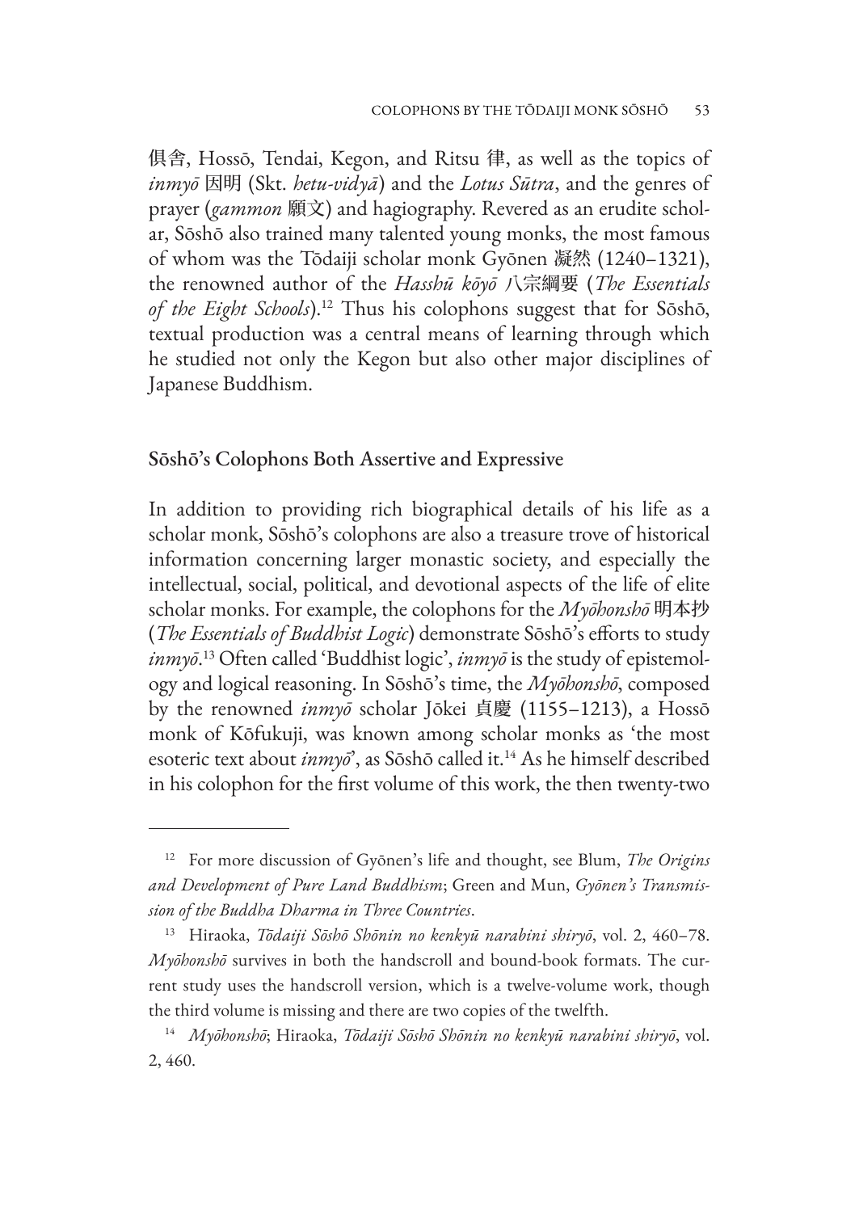倶舎, Hossō, Tendai, Kegon, and Ritsu 律, as well as the topics of *inmyō* 因明 (Skt. *hetu-vidyā*) and the *Lotus Sūtra*, and the genres of prayer (*gammon* 願文) and hagiography. Revered as an erudite scholar, Sōshō also trained many talented young monks, the most famous of whom was the Tōdaiji scholar monk Gyōnen 凝然 (1240–1321), the renowned author of the *Hasshū kōyō* 八宗綱要 (*The Essentials of the Eight Schools*).[12] Thus his colophons suggest that for Sōshō, textual production was a central means of learning through which he studied not only the Kegon but also other major disciplines of Japanese Buddhism.

## Sōshō's Colophons Both Assertive and Expressive

In addition to providing rich biographical details of his life as a scholar monk, Sōshō's colophons are also a treasure trove of historical information concerning larger monastic society, and especially the intellectual, social, political, and devotional aspects of the life of elite scholar monks. For example, the colophons for the *Myōhonshō* 明本抄 (*The Essentials of Buddhist Logic*) demonstrate Sōshō's efforts to study *inmyō*.[13] Often called 'Buddhist logic', *inmyō* is the study of epistemology and logical reasoning. In Sōshō's time, the *Myōhonshō*, composed by the renowned *inmyō* scholar Jōkei 貞慶 (1155–1213), a Hossō monk of Kōfukuji, was known among scholar monks as 'the most esoteric text about *inmyō*', as Sōshō called it.[14] As he himself described in his colophon for the first volume of this work, the then twenty-two

---

[12] For more discussion of Gyōnen's life and thought, see Blum, *The Origins and Development of Pure Land Buddhism*; Green and Mun, *Gyōnen's Transmission of the Buddha Dharma in Three Countries*.

[13] Hiraoka, *Tōdaiji Sōshō Shōnin no kenkyū narabini shiryō*, vol. 2, 460–78. *Myōhonshō* survives in both the handscroll and bound-book formats. The current study uses the handscroll version, which is a twelve-volume work, though the third volume is missing and there are two copies of the twelfth.

[14] *Myōhonshō*; Hiraoka, *Tōdaiji Sōshō Shōnin no kenkyū narabini shiryō*, vol. 2, 460.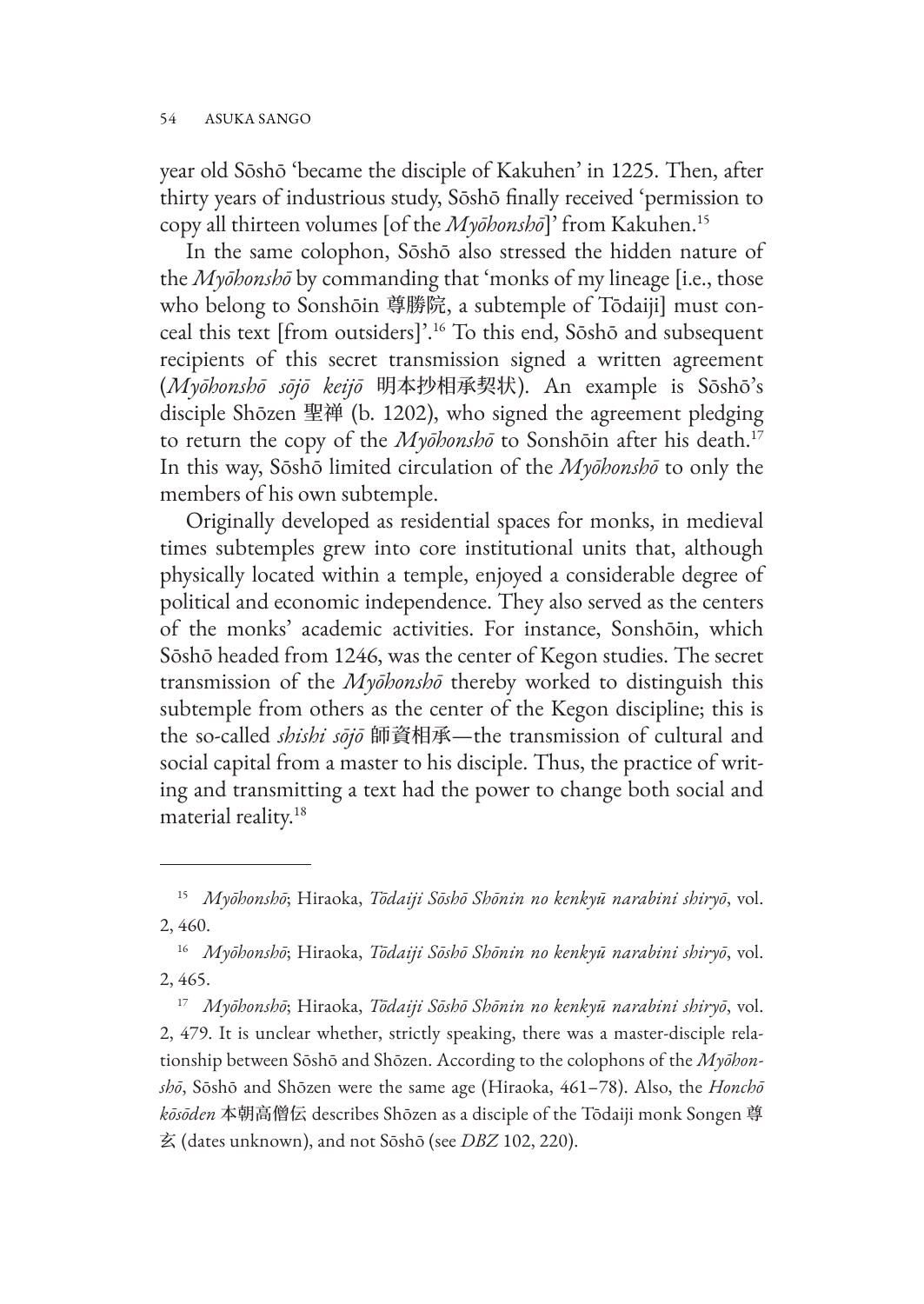year old Sōshō 'became the disciple of Kakuhen' in 1225. Then, after thirty years of industrious study, Sōshō finally received 'permission to copy all thirteen volumes [of the *Myōhonshō*]' from Kakuhen.[15]

In the same colophon, Sōshō also stressed the hidden nature of the *Myōhonshō* by commanding that 'monks of my lineage [i.e., those who belong to Sonshōin 尊勝院, a subtemple of Tōdaiji] must conceal this text [from outsiders]'.[16] To this end, Sōshō and subsequent recipients of this secret transmission signed a written agreement (*Myōhonshō sōjō keijō* 明本抄相承契状). An example is Sōshō's disciple Shōzen 聖禅 (b. 1202), who signed the agreement pledging to return the copy of the *Myōhonshō* to Sonshōin after his death.[17] In this way, Sōshō limited circulation of the *Myōhonshō* to only the members of his own subtemple.

Originally developed as residential spaces for monks, in medieval times subtemples grew into core institutional units that, although physically located within a temple, enjoyed a considerable degree of political and economic independence. They also served as the centers of the monks' academic activities. For instance, Sonshōin, which Sōshō headed from 1246, was the center of Kegon studies. The secret transmission of the *Myōhonshō* thereby worked to distinguish this subtemple from others as the center of the Kegon discipline; this is the so-called *shishi sōjō* 師資相承—the transmission of cultural and social capital from a master to his disciple. Thus, the practice of writing and transmitting a text had the power to change both social and material reality.[18]

---

[15] *Myōhonshō*; Hiraoka, *Tōdaiji Sōshō Shōnin no kenkyū narabini shiryō*, vol. 2, 460.

[16] *Myōhonshō*; Hiraoka, *Tōdaiji Sōshō Shōnin no kenkyū narabini shiryō*, vol. 2, 465.

[17] *Myōhonshō*; Hiraoka, *Tōdaiji Sōshō Shōnin no kenkyū narabini shiryō*, vol. 2, 479. It is unclear whether, strictly speaking, there was a master-disciple relationship between Sōshō and Shōzen. According to the colophons of the *Myōhonshō*, Sōshō and Shōzen were the same age (Hiraoka, 461–78). Also, the *Honchō kōsōden* 本朝高僧伝 describes Shōzen as a disciple of the Tōdaiji monk Songen 尊玄 (dates unknown), and not Sōshō (see *DBZ* 102, 220).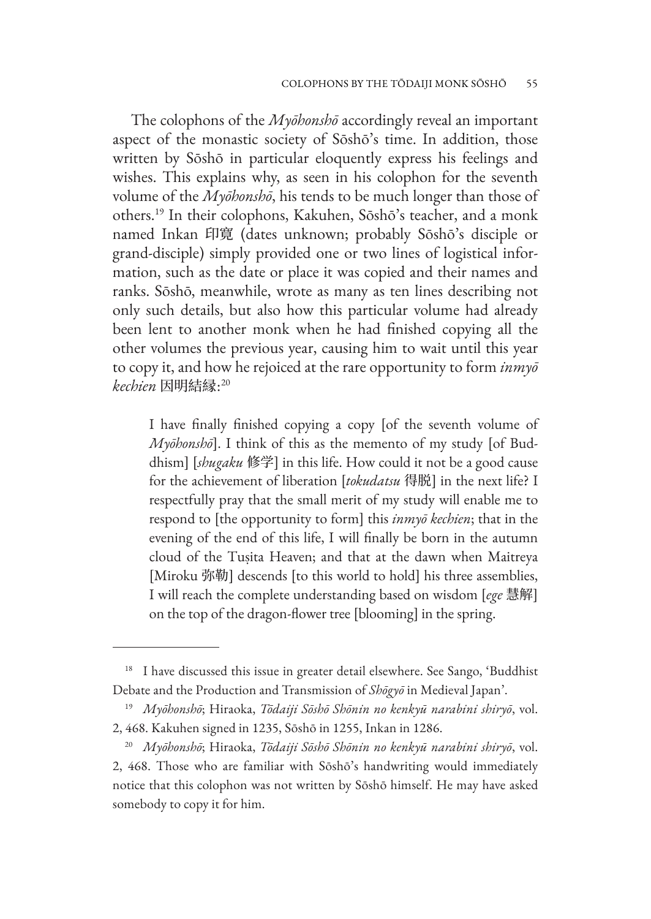The colophons of the *Myōhonshō* accordingly reveal an important aspect of the monastic society of Sōshō's time. In addition, those written by Sōshō in particular eloquently express his feelings and wishes. This explains why, as seen in his colophon for the seventh volume of the *Myōhonshō*, his tends to be much longer than those of others.[19] In their colophons, Kakuhen, Sōshō's teacher, and a monk named Inkan 印寛 (dates unknown; probably Sōshō's disciple or grand-disciple) simply provided one or two lines of logistical information, such as the date or place it was copied and their names and ranks. Sōshō, meanwhile, wrote as many as ten lines describing not only such details, but also how this particular volume had already been lent to another monk when he had finished copying all the other volumes the previous year, causing him to wait until this year to copy it, and how he rejoiced at the rare opportunity to form *inmyō kechien* 因明結縁:[20]

> I have finally finished copying a copy [of the seventh volume of *Myōhonshō*]. I think of this as the memento of my study [of Buddhism] [*shugaku* 修学] in this life. How could it not be a good cause for the achievement of liberation [*tokudatsu* 得脱] in the next life? I respectfully pray that the small merit of my study will enable me to respond to [the opportunity to form] this *inmyō kechien*; that in the evening of the end of this life, I will finally be born in the autumn cloud of the Tuṣita Heaven; and that at the dawn when Maitreya [Miroku 弥勒] descends [to this world to hold] his three assemblies, I will reach the complete understanding based on wisdom [*ege* 慧解] on the top of the dragon-flower tree [blooming] in the spring.

---

[18] I have discussed this issue in greater detail elsewhere. See Sango, 'Buddhist Debate and the Production and Transmission of *Shōgyō* in Medieval Japan'.

[19] *Myōhonshō*; Hiraoka, *Tōdaiji Sōshō Shōnin no kenkyū narabini shiryō*, vol. 2, 468. Kakuhen signed in 1235, Sōshō in 1255, Inkan in 1286.

[20] *Myōhonshō*; Hiraoka, *Tōdaiji Sōshō Shōnin no kenkyū narabini shiryō*, vol. 2, 468. Those who are familiar with Sōshō's handwriting would immediately notice that this colophon was not written by Sōshō himself. He may have asked somebody to copy it for him.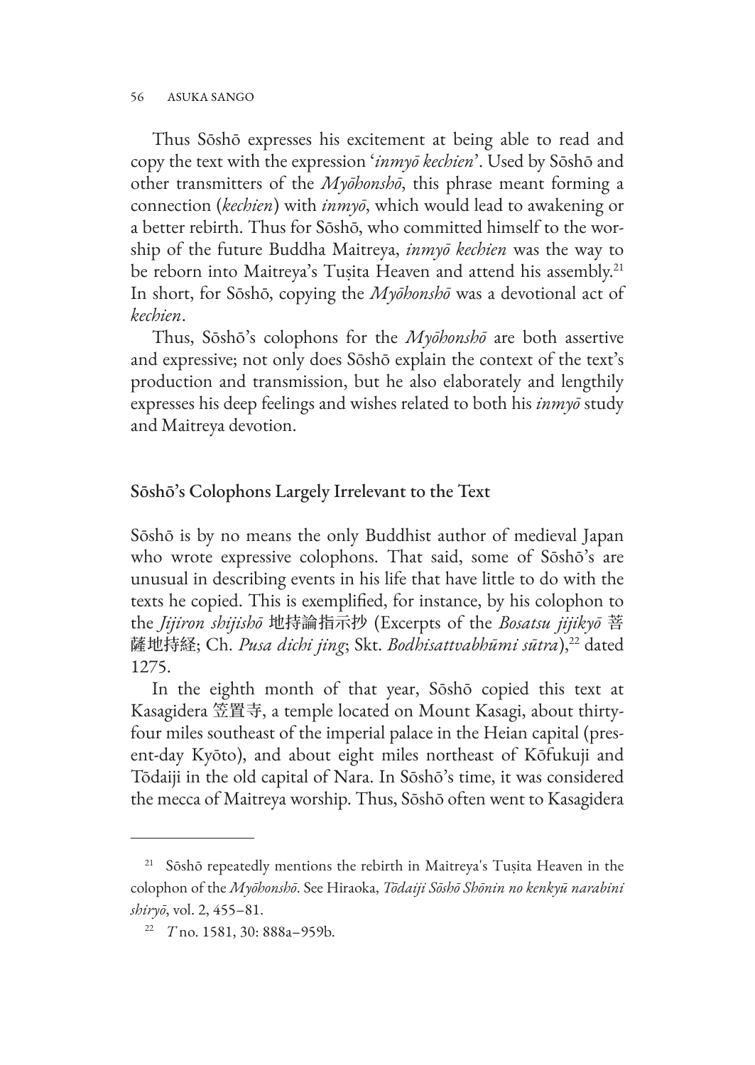Thus Sōshō expresses his excitement at being able to read and copy the text with the expression '*inmyō kechien*'. Used by Sōshō and other transmitters of the *Myōhonshō*, this phrase meant forming a connection (*kechien*) with *inmyō*, which would lead to awakening or a better rebirth. Thus for Sōshō, who committed himself to the worship of the future Buddha Maitreya, *inmyō kechien* was the way to be reborn into Maitreya's Tuṣita Heaven and attend his assembly.[21] In short, for Sōshō, copying the *Myōhonshō* was a devotional act of *kechien*.

Thus, Sōshō's colophons for the *Myōhonshō* are both assertive and expressive; not only does Sōshō explain the context of the text's production and transmission, but he also elaborately and lengthily expresses his deep feelings and wishes related to both his *inmyō* study and Maitreya devotion.

## Sōshō's Colophons Largely Irrelevant to the Text

Sōshō is by no means the only Buddhist author of medieval Japan who wrote expressive colophons. That said, some of Sōshō's are unusual in describing events in his life that have little to do with the texts he copied. This is exemplified, for instance, by his colophon to the *Jijiron shijishō* 地持論指示抄 (Excerpts of the *Bosatsu jijikyō* 菩薩地持経; Ch. *Pusa dichi jing*; Skt. *Bodhisattvabhūmi sūtra*),[22] dated 1275.

In the eighth month of that year, Sōshō copied this text at Kasagidera 笠置寺, a temple located on Mount Kasagi, about thirty-four miles southeast of the imperial palace in the Heian capital (present-day Kyōto), and about eight miles northeast of Kōfukuji and Tōdaiji in the old capital of Nara. In Sōshō's time, it was considered the mecca of Maitreya worship. Thus, Sōshō often went to Kasagidera

---

[21] Sōshō repeatedly mentions the rebirth in Maitreya's Tuṣita Heaven in the colophon of the *Myōhonshō*. See Hiraoka, *Tōdaiji Sōshō Shōnin no kenkyū narabini shiryō*, vol. 2, 455–81.

[22] *T* no. 1581, 30: 888a–959b.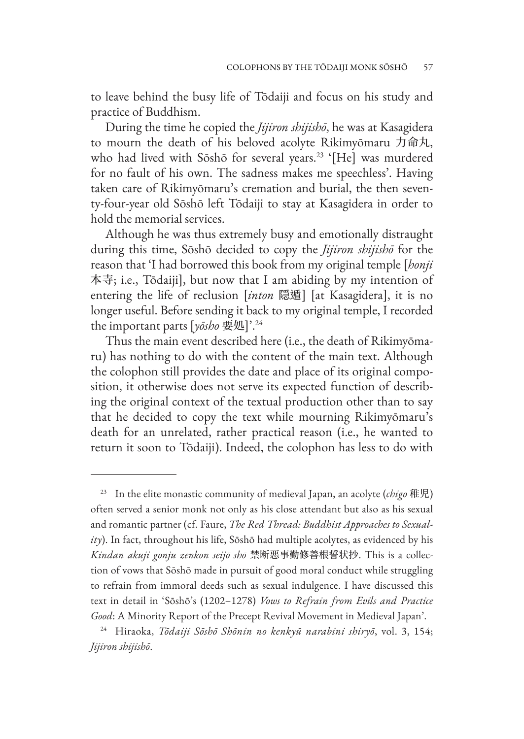to leave behind the busy life of Tōdaiji and focus on his study and practice of Buddhism.

During the time he copied the *Jijiron shijishō*, he was at Kasagidera to mourn the death of his beloved acolyte Rikimyōmaru 力命丸, who had lived with Sōshō for several years.[23] '[He] was murdered for no fault of his own. The sadness makes me speechless'. Having taken care of Rikimyōmaru's cremation and burial, the then seventy-four-year old Sōshō left Tōdaiji to stay at Kasagidera in order to hold the memorial services.

Although he was thus extremely busy and emotionally distraught during this time, Sōshō decided to copy the *Jijiron shijishō* for the reason that 'I had borrowed this book from my original temple [*honji* 本寺; i.e., Tōdaiji], but now that I am abiding by my intention of entering the life of reclusion [*inton* 隠遁] [at Kasagidera], it is no longer useful. Before sending it back to my original temple, I recorded the important parts [*yōsho* 要処]'.[24]

Thus the main event described here (i.e., the death of Rikimyōmaru) has nothing to do with the content of the main text. Although the colophon still provides the date and place of its original composition, it otherwise does not serve its expected function of describing the original context of the textual production other than to say that he decided to copy the text while mourning Rikimyōmaru's death for an unrelated, rather practical reason (i.e., he wanted to return it soon to Tōdaiji). Indeed, the colophon has less to do with

---

[23] In the elite monastic community of medieval Japan, an acolyte (*chigo* 稚児) often served a senior monk not only as his close attendant but also as his sexual and romantic partner (cf. Faure, *The Red Thread: Buddhist Approaches to Sexuality*). In fact, throughout his life, Sōshō had multiple acolytes, as evidenced by his *Kindan akuji gonju zenkon seijō shō* 禁断悪事勤修善根誓状抄. This is a collection of vows that Sōshō made in pursuit of good moral conduct while struggling to refrain from immoral deeds such as sexual indulgence. I have discussed this text in detail in 'Sōshō's (1202–1278) *Vows to Refrain from Evils and Practice Good*: A Minority Report of the Precept Revival Movement in Medieval Japan'.

[24] Hiraoka, *Tōdaiji Sōshō Shōnin no kenkyū narabini shiryō*, vol. 3, 154; *Jijiron shijishō*.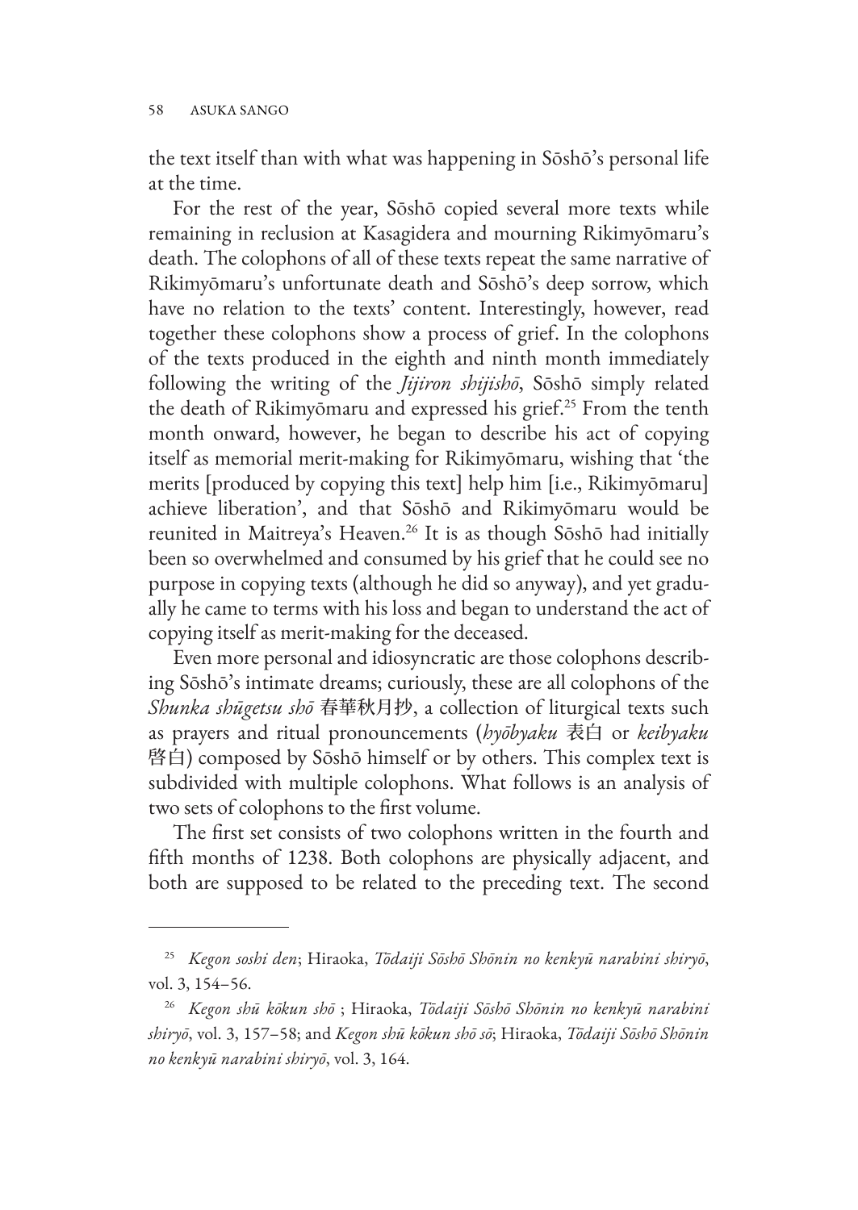the text itself than with what was happening in Sōshō's personal life at the time.

For the rest of the year, Sōshō copied several more texts while remaining in reclusion at Kasagidera and mourning Rikimyōmaru's death. The colophons of all of these texts repeat the same narrative of Rikimyōmaru's unfortunate death and Sōshō's deep sorrow, which have no relation to the texts' content. Interestingly, however, read together these colophons show a process of grief. In the colophons of the texts produced in the eighth and ninth month immediately following the writing of the *Jijiron shijishō*, Sōshō simply related the death of Rikimyōmaru and expressed his grief.[25] From the tenth month onward, however, he began to describe his act of copying itself as memorial merit-making for Rikimyōmaru, wishing that 'the merits [produced by copying this text] help him [i.e., Rikimyōmaru] achieve liberation', and that Sōshō and Rikimyōmaru would be reunited in Maitreya's Heaven.[26] It is as though Sōshō had initially been so overwhelmed and consumed by his grief that he could see no purpose in copying texts (although he did so anyway), and yet gradually he came to terms with his loss and began to understand the act of copying itself as merit-making for the deceased.

Even more personal and idiosyncratic are those colophons describing Sōshō's intimate dreams; curiously, these are all colophons of the *Shunka shūgetsu shō* 春華秋月抄, a collection of liturgical texts such as prayers and ritual pronouncements (*hyōbyaku* 表白 or *keibyaku* 啓白) composed by Sōshō himself or by others. This complex text is subdivided with multiple colophons. What follows is an analysis of two sets of colophons to the first volume.

The first set consists of two colophons written in the fourth and fifth months of 1238. Both colophons are physically adjacent, and both are supposed to be related to the preceding text. The second

---

[25] *Kegon soshi den*; Hiraoka, *Tōdaiji Sōshō Shōnin no kenkyū narabini shiryō*, vol. 3, 154–56.

[26] *Kegon shū kōkun shō* ; Hiraoka, *Tōdaiji Sōshō Shōnin no kenkyū narabini shiryō*, vol. 3, 157–58; and *Kegon shū kōkun shō sō*; Hiraoka, *Tōdaiji Sōshō Shōnin no kenkyū narabini shiryō*, vol. 3, 164.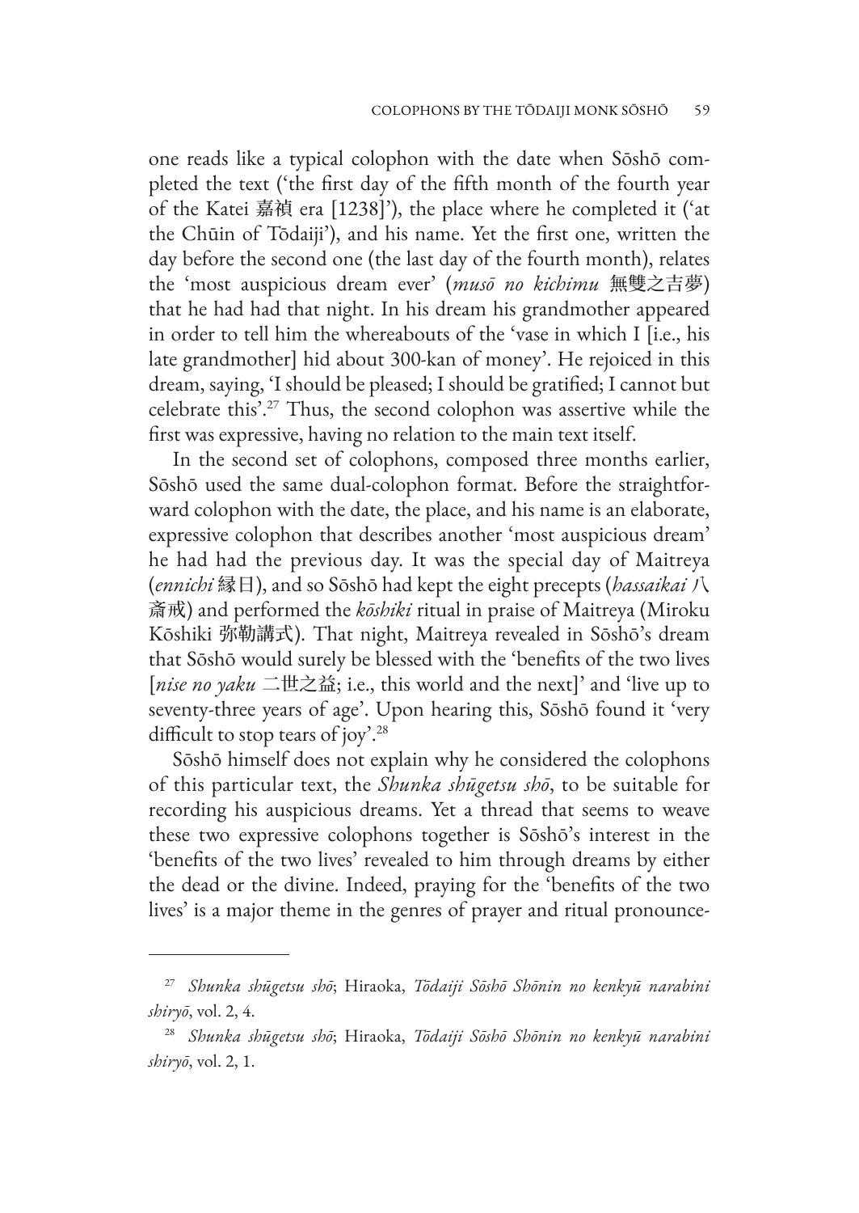one reads like a typical colophon with the date when Sōshō completed the text ('the first day of the fifth month of the fourth year of the Katei 嘉禎 era [1238]'), the place where he completed it ('at the Chūin of Tōdaiji'), and his name. Yet the first one, written the day before the second one (the last day of the fourth month), relates the 'most auspicious dream ever' (*musō no kichimu* 無雙之吉夢) that he had had that night. In his dream his grandmother appeared in order to tell him the whereabouts of the 'vase in which I [i.e., his late grandmother] hid about 300-kan of money'. He rejoiced in this dream, saying, 'I should be pleased; I should be gratified; I cannot but celebrate this'.[27] Thus, the second colophon was assertive while the first was expressive, having no relation to the main text itself.

In the second set of colophons, composed three months earlier, Sōshō used the same dual-colophon format. Before the straightforward colophon with the date, the place, and his name is an elaborate, expressive colophon that describes another 'most auspicious dream' he had had the previous day. It was the special day of Maitreya (*ennichi* 縁日), and so Sōshō had kept the eight precepts (*hassaikai* 八斎戒) and performed the *kōshiki* ritual in praise of Maitreya (Miroku Kōshiki 弥勒講式). That night, Maitreya revealed in Sōshō's dream that Sōshō would surely be blessed with the 'benefits of the two lives [*nise no yaku* 二世之益; i.e., this world and the next]' and 'live up to seventy-three years of age'. Upon hearing this, Sōshō found it 'very difficult to stop tears of joy'.[28]

Sōshō himself does not explain why he considered the colophons of this particular text, the *Shunka shūgetsu shō*, to be suitable for recording his auspicious dreams. Yet a thread that seems to weave these two expressive colophons together is Sōshō's interest in the 'benefits of the two lives' revealed to him through dreams by either the dead or the divine. Indeed, praying for the 'benefits of the two lives' is a major theme in the genres of prayer and ritual pronounce-

---

[27] *Shunka shūgetsu shō*; Hiraoka, *Tōdaiji Sōshō Shōnin no kenkyū narabini shiryō*, vol. 2, 4.

[28] *Shunka shūgetsu shō*; Hiraoka, *Tōdaiji Sōshō Shōnin no kenkyū narabini shiryō*, vol. 2, 1.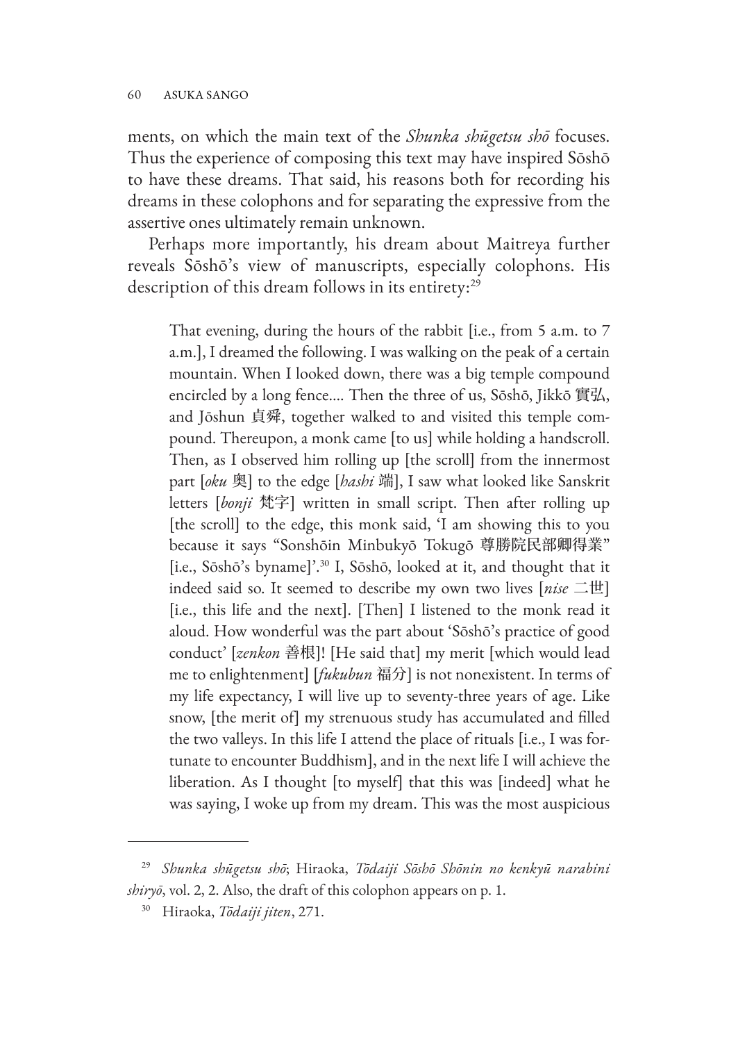ments, on which the main text of the *Shunka shūgetsu shō* focuses. Thus the experience of composing this text may have inspired Sōshō to have these dreams. That said, his reasons both for recording his dreams in these colophons and for separating the expressive from the assertive ones ultimately remain unknown.

Perhaps more importantly, his dream about Maitreya further reveals Sōshō's view of manuscripts, especially colophons. His description of this dream follows in its entirety:[29]

> That evening, during the hours of the rabbit [i.e., from 5 a.m. to 7 a.m.], I dreamed the following. I was walking on the peak of a certain mountain. When I looked down, there was a big temple compound encircled by a long fence.... Then the three of us, Sōshō, Jikkō 實弘, and Jōshun 貞舜, together walked to and visited this temple compound. Thereupon, a monk came [to us] while holding a handscroll. Then, as I observed him rolling up [the scroll] from the innermost part [*oku* 奥] to the edge [*hashi* 端], I saw what looked like Sanskrit letters [*bonji* 梵字] written in small script. Then after rolling up [the scroll] to the edge, this monk said, 'I am showing this to you because it says "Sonshōin Minbukyō Tokugō 尊勝院民部卿得業" [i.e., Sōshō's byname]'.[30] I, Sōshō, looked at it, and thought that it indeed said so. It seemed to describe my own two lives [*nise* 二世] [i.e., this life and the next]. [Then] I listened to the monk read it aloud. How wonderful was the part about 'Sōshō's practice of good conduct' [*zenkon* 善根]! [He said that] my merit [which would lead me to enlightenment] [*fukubun* 福分] is not nonexistent. In terms of my life expectancy, I will live up to seventy-three years of age. Like snow, [the merit of] my strenuous study has accumulated and filled the two valleys. In this life I attend the place of rituals [i.e., I was fortunate to encounter Buddhism], and in the next life I will achieve the liberation. As I thought [to myself] that this was [indeed] what he was saying, I woke up from my dream. This was the most auspicious

---

[29] *Shunka shūgetsu shō*; Hiraoka, *Tōdaiji Sōshō Shōnin no kenkyū narabini shiryō*, vol. 2, 2. Also, the draft of this colophon appears on p. 1.

[30] Hiraoka, *Tōdaiji jiten*, 271.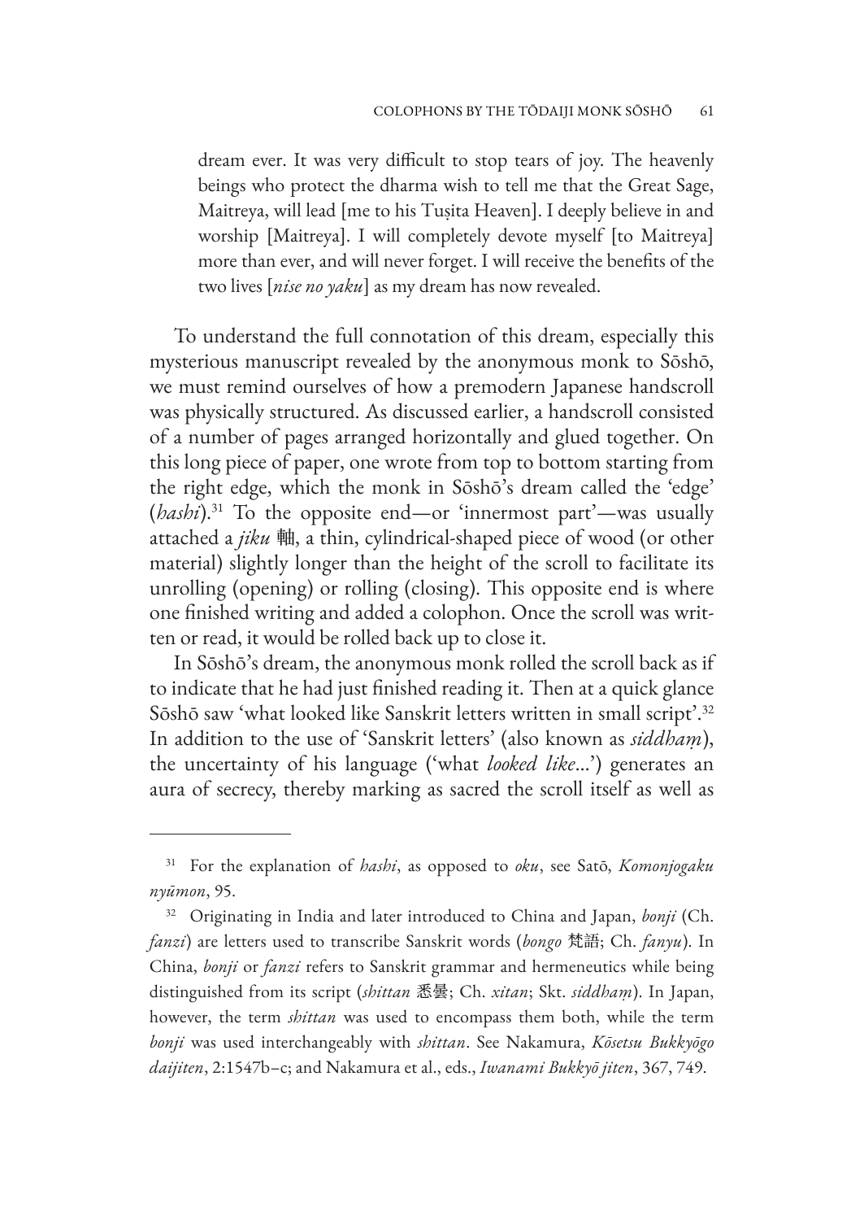> dream ever. It was very difficult to stop tears of joy. The heavenly beings who protect the dharma wish to tell me that the Great Sage, Maitreya, will lead [me to his Tuṣita Heaven]. I deeply believe in and worship [Maitreya]. I will completely devote myself [to Maitreya] more than ever, and will never forget. I will receive the benefits of the two lives [*nise no yaku*] as my dream has now revealed.

To understand the full connotation of this dream, especially this mysterious manuscript revealed by the anonymous monk to Sōshō, we must remind ourselves of how a premodern Japanese handscroll was physically structured. As discussed earlier, a handscroll consisted of a number of pages arranged horizontally and glued together. On this long piece of paper, one wrote from top to bottom starting from the right edge, which the monk in Sōshō's dream called the 'edge' (*hashi*).[31] To the opposite end—or 'innermost part'—was usually attached a *jiku* 軸, a thin, cylindrical-shaped piece of wood (or other material) slightly longer than the height of the scroll to facilitate its unrolling (opening) or rolling (closing). This opposite end is where one finished writing and added a colophon. Once the scroll was written or read, it would be rolled back up to close it.

In Sōshō's dream, the anonymous monk rolled the scroll back as if to indicate that he had just finished reading it. Then at a quick glance Sōshō saw 'what looked like Sanskrit letters written in small script'.[32] In addition to the use of 'Sanskrit letters' (also known as *siddhaṃ*), the uncertainty of his language ('what *looked like*...') generates an aura of secrecy, thereby marking as sacred the scroll itself as well as

---

[31] For the explanation of *hashi*, as opposed to *oku*, see Satō, *Komonjogaku nyūmon*, 95.

[32] Originating in India and later introduced to China and Japan, *bonji* (Ch. *fanzi*) are letters used to transcribe Sanskrit words (*bongo* 梵語; Ch. *fanyu*). In China, *bonji* or *fanzi* refers to Sanskrit grammar and hermeneutics while being distinguished from its script (*shittan* 悉曇; Ch. *xitan*; Skt. *siddhaṃ*). In Japan, however, the term *shittan* was used to encompass them both, while the term *bonji* was used interchangeably with *shittan*. See Nakamura, *Kōsetsu Bukkyōgo daijiten*, 2:1547b–c; and Nakamura et al., eds., *Iwanami Bukkyō jiten*, 367, 749.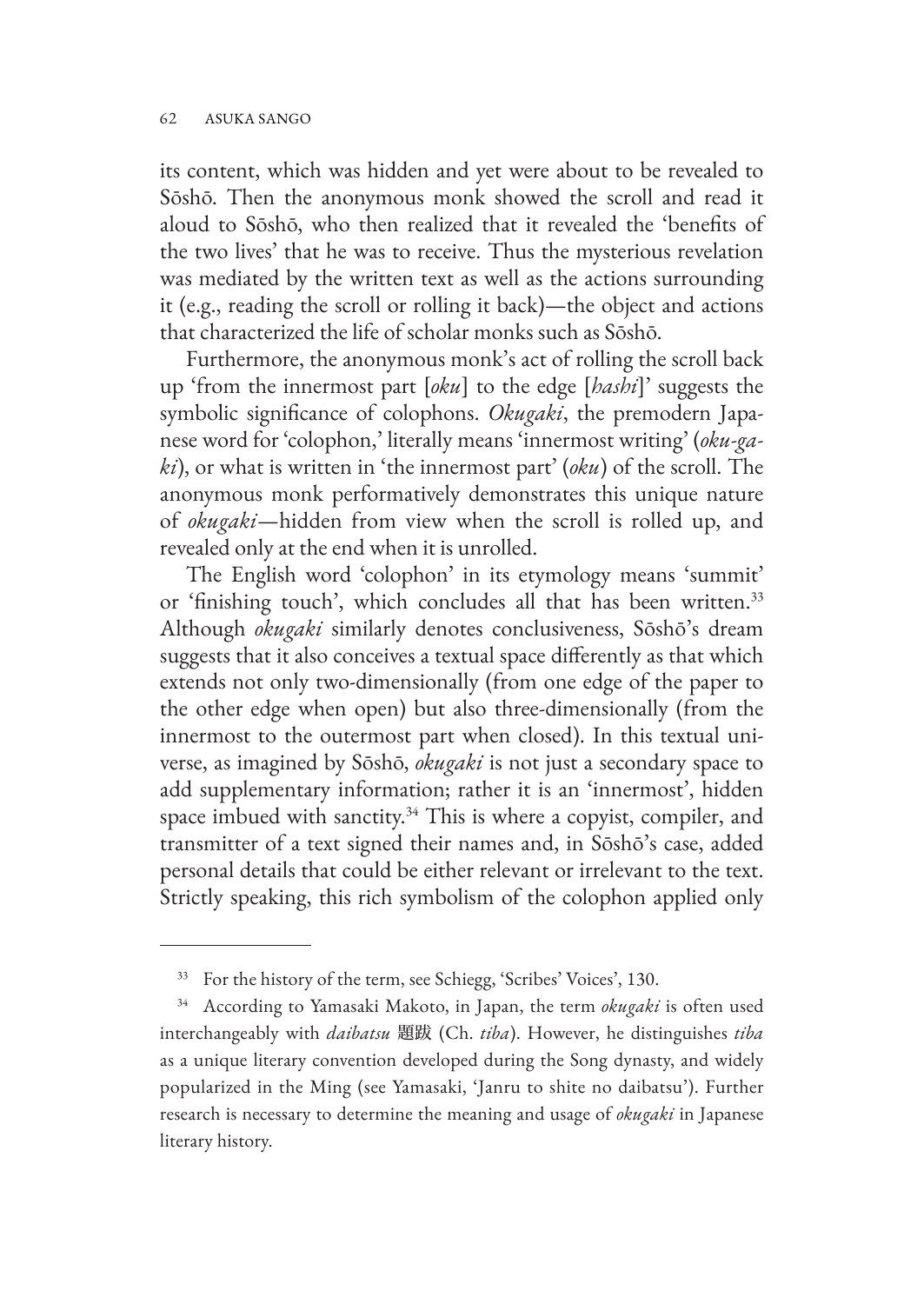its content, which was hidden and yet were about to be revealed to Sōshō. Then the anonymous monk showed the scroll and read it aloud to Sōshō, who then realized that it revealed the 'benefits of the two lives' that he was to receive. Thus the mysterious revelation was mediated by the written text as well as the actions surrounding it (e.g., reading the scroll or rolling it back)—the object and actions that characterized the life of scholar monks such as Sōshō.

Furthermore, the anonymous monk's act of rolling the scroll back up 'from the innermost part [*oku*] to the edge [*hashi*]' suggests the symbolic significance of colophons. *Okugaki*, the premodern Japanese word for 'colophon,' literally means 'innermost writing' (*oku-gaki*), or what is written in 'the innermost part' (*oku*) of the scroll. The anonymous monk performatively demonstrates this unique nature of *okugaki*—hidden from view when the scroll is rolled up, and revealed only at the end when it is unrolled.

The English word 'colophon' in its etymology means 'summit' or 'finishing touch', which concludes all that has been written.[33] Although *okugaki* similarly denotes conclusiveness, Sōshō's dream suggests that it also conceives a textual space differently as that which extends not only two-dimensionally (from one edge of the paper to the other edge when open) but also three-dimensionally (from the innermost to the outermost part when closed). In this textual universe, as imagined by Sōshō, *okugaki* is not just a secondary space to add supplementary information; rather it is an 'innermost', hidden space imbued with sanctity.[34] This is where a copyist, compiler, and transmitter of a text signed their names and, in Sōshō's case, added personal details that could be either relevant or irrelevant to the text. Strictly speaking, this rich symbolism of the colophon applied only

---

[33] For the history of the term, see Schiegg, 'Scribes' Voices', 130.

[34] According to Yamasaki Makoto, in Japan, the term *okugaki* is often used interchangeably with *daibatsu* 題跋 (Ch. *tiba*). However, he distinguishes *tiba* as a unique literary convention developed during the Song dynasty, and widely popularized in the Ming (see Yamasaki, 'Janru to shite no daibatsu'). Further research is necessary to determine the meaning and usage of *okugaki* in Japanese literary history.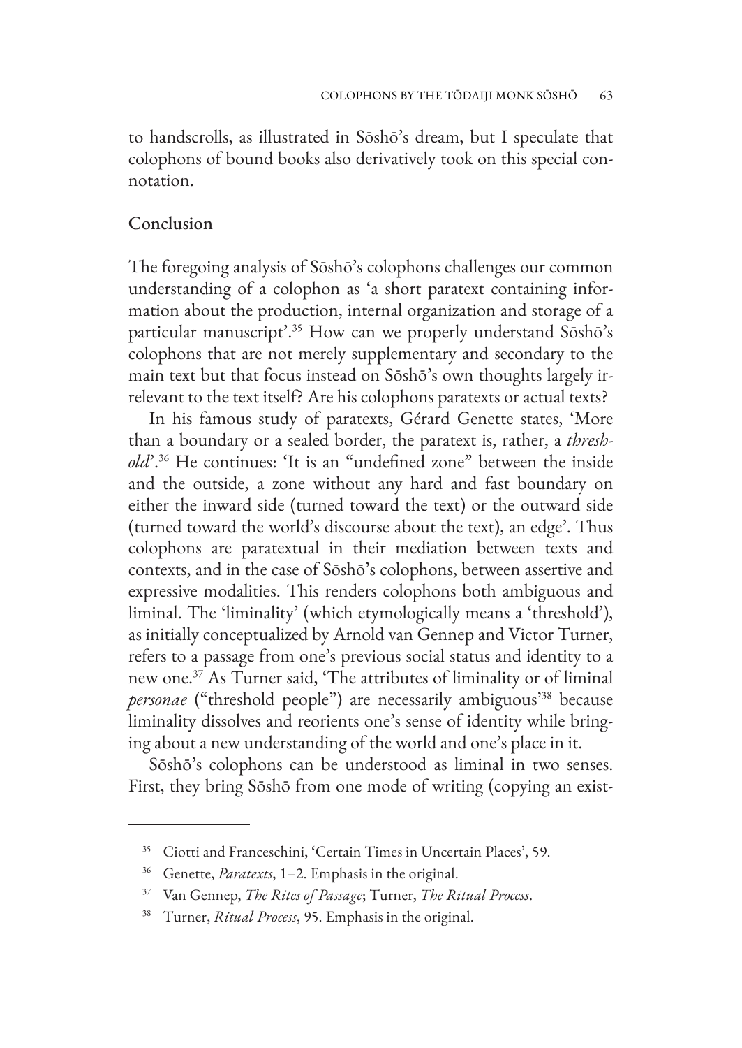to handscrolls, as illustrated in Sōshō's dream, but I speculate that colophons of bound books also derivatively took on this special connotation.

## Conclusion

The foregoing analysis of Sōshō's colophons challenges our common understanding of a colophon as 'a short paratext containing information about the production, internal organization and storage of a particular manuscript'.[35] How can we properly understand Sōshō's colophons that are not merely supplementary and secondary to the main text but that focus instead on Sōshō's own thoughts largely irrelevant to the text itself? Are his colophons paratexts or actual texts?

In his famous study of paratexts, Gérard Genette states, 'More than a boundary or a sealed border, the paratext is, rather, a *threshold*'.[36] He continues: 'It is an "undefined zone" between the inside and the outside, a zone without any hard and fast boundary on either the inward side (turned toward the text) or the outward side (turned toward the world's discourse about the text), an edge'. Thus colophons are paratextual in their mediation between texts and contexts, and in the case of Sōshō's colophons, between assertive and expressive modalities. This renders colophons both ambiguous and liminal. The 'liminality' (which etymologically means a 'threshold'), as initially conceptualized by Arnold van Gennep and Victor Turner, refers to a passage from one's previous social status and identity to a new one.[37] As Turner said, 'The attributes of liminality or of liminal *personae* ("threshold people") are necessarily ambiguous'[38] because liminality dissolves and reorients one's sense of identity while bringing about a new understanding of the world and one's place in it.

Sōshō's colophons can be understood as liminal in two senses. First, they bring Sōshō from one mode of writing (copying an exist-

---

[35] Ciotti and Franceschini, 'Certain Times in Uncertain Places', 59.

[36] Genette, *Paratexts*, 1–2. Emphasis in the original.

[37] Van Gennep, *The Rites of Passage*; Turner, *The Ritual Process*.

[38] Turner, *Ritual Process*, 95. Emphasis in the original.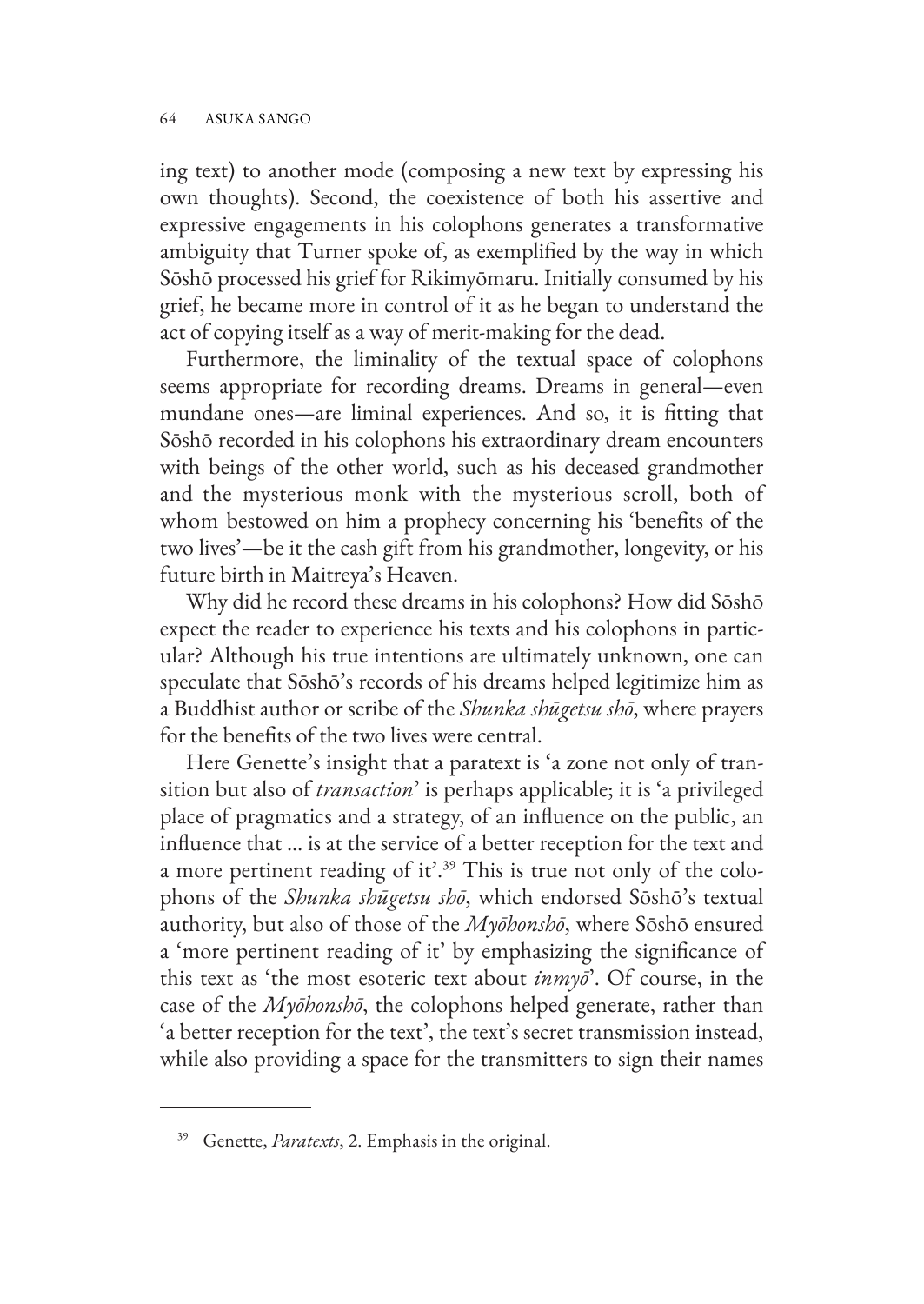ing text) to another mode (composing a new text by expressing his own thoughts). Second, the coexistence of both his assertive and expressive engagements in his colophons generates a transformative ambiguity that Turner spoke of, as exemplified by the way in which Sōshō processed his grief for Rikimyōmaru. Initially consumed by his grief, he became more in control of it as he began to understand the act of copying itself as a way of merit-making for the dead.

Furthermore, the liminality of the textual space of colophons seems appropriate for recording dreams. Dreams in general—even mundane ones—are liminal experiences. And so, it is fitting that Sōshō recorded in his colophons his extraordinary dream encounters with beings of the other world, such as his deceased grandmother and the mysterious monk with the mysterious scroll, both of whom bestowed on him a prophecy concerning his 'benefits of the two lives'—be it the cash gift from his grandmother, longevity, or his future birth in Maitreya's Heaven.

Why did he record these dreams in his colophons? How did Sōshō expect the reader to experience his texts and his colophons in particular? Although his true intentions are ultimately unknown, one can speculate that Sōshō's records of his dreams helped legitimize him as a Buddhist author or scribe of the *Shunka shūgetsu shō*, where prayers for the benefits of the two lives were central.

Here Genette's insight that a paratext is 'a zone not only of transition but also of *transaction*' is perhaps applicable; it is 'a privileged place of pragmatics and a strategy, of an influence on the public, an influence that ... is at the service of a better reception for the text and a more pertinent reading of it'.[39] This is true not only of the colophons of the *Shunka shūgetsu shō*, which endorsed Sōshō's textual authority, but also of those of the *Myōhonshō*, where Sōshō ensured a 'more pertinent reading of it' by emphasizing the significance of this text as 'the most esoteric text about *inmyō*'. Of course, in the case of the *Myōhonshō*, the colophons helped generate, rather than 'a better reception for the text', the text's secret transmission instead, while also providing a space for the transmitters to sign their names

---

[39] Genette, *Paratexts*, 2. Emphasis in the original.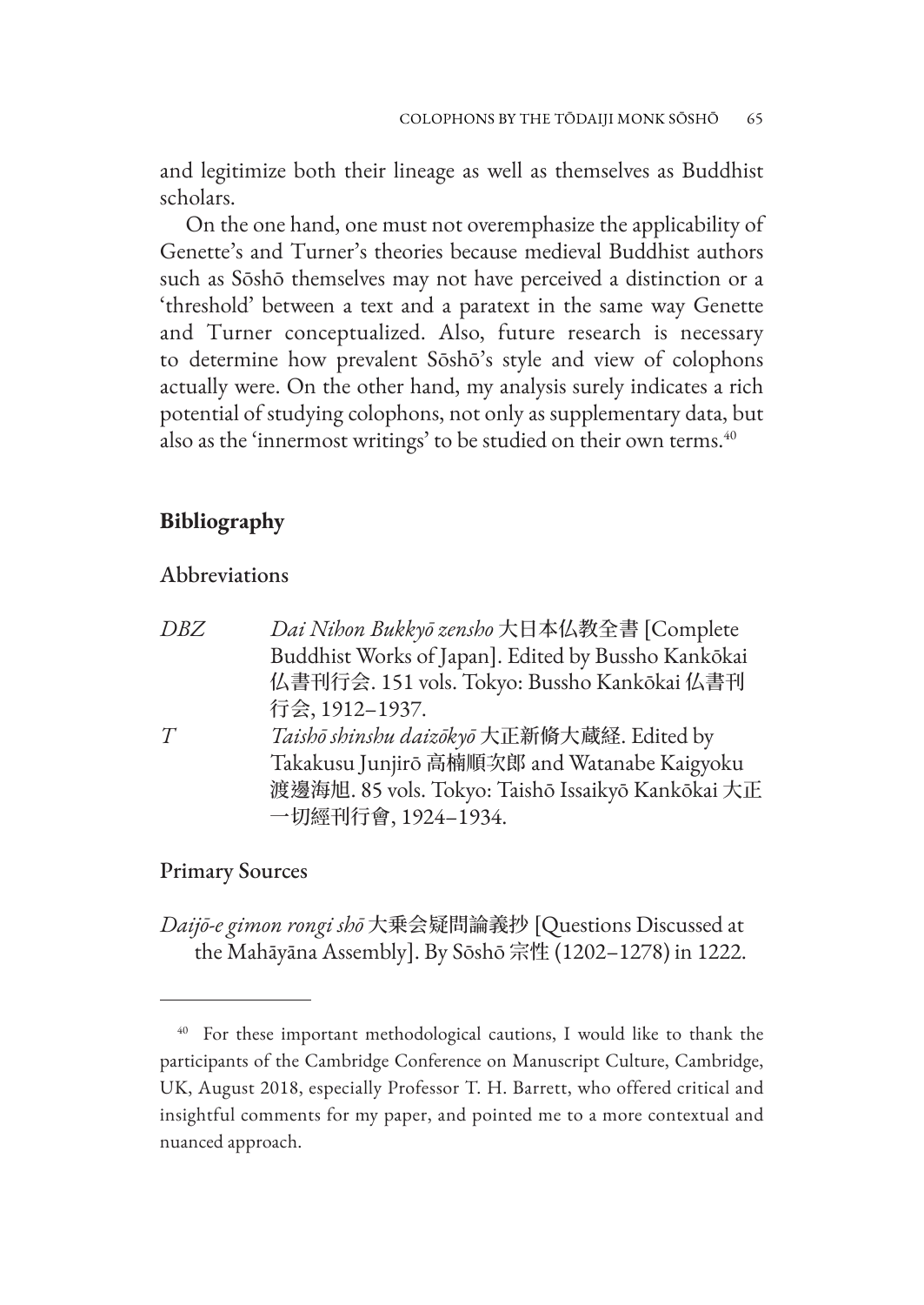and legitimize both their lineage as well as themselves as Buddhist scholars.

On the one hand, one must not overemphasize the applicability of Genette's and Turner's theories because medieval Buddhist authors such as Sōshō themselves may not have perceived a distinction or a 'threshold' between a text and a paratext in the same way Genette and Turner conceptualized. Also, future research is necessary to determine how prevalent Sōshō's style and view of colophons actually were. On the other hand, my analysis surely indicates a rich potential of studying colophons, not only as supplementary data, but also as the 'innermost writings' to be studied on their own terms.[40]

## Bibliography

### Abbreviations

*DBZ* — *Dai Nihon Bukkyō zensho* 大日本仏教全書 [Complete Buddhist Works of Japan]. Edited by Bussho Kankōkai 仏書刊行会. 151 vols. Tokyo: Bussho Kankōkai 仏書刊行会, 1912–1937.

*T* — *Taishō shinshu daizōkyō* 大正新脩大蔵経. Edited by Takakusu Junjirō 高楠順次郎 and Watanabe Kaigyoku 渡邊海旭. 85 vols. Tokyo: Taishō Issaikyō Kankōkai 大正一切經刊行會, 1924–1934.

### Primary Sources

*Daijō-e gimon rongi shō* 大乗会疑問論義抄 [Questions Discussed at the Mahāyāna Assembly]. By Sōshō 宗性 (1202–1278) in 1222.

---

[40] For these important methodological cautions, I would like to thank the participants of the Cambridge Conference on Manuscript Culture, Cambridge, UK, August 2018, especially Professor T. H. Barrett, who offered critical and insightful comments for my paper, and pointed me to a more contextual and nuanced approach.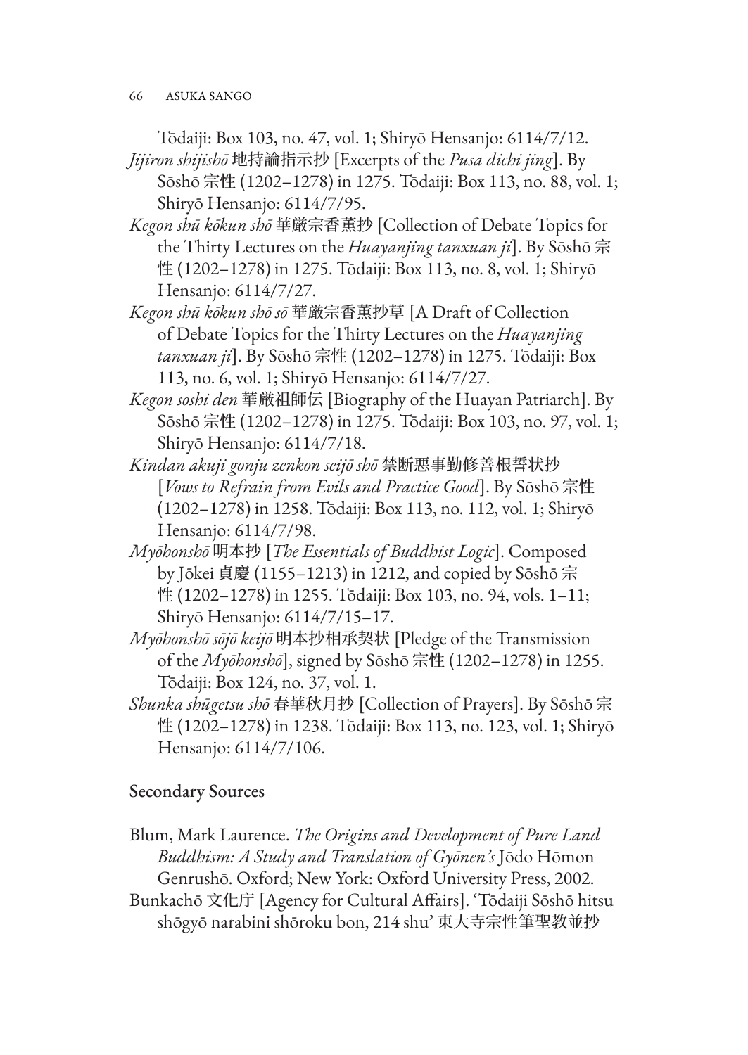Tōdaiji: Box 103, no. 47, vol. 1; Shiryō Hensanjo: 6114/7/12.

*Jijiron shijishō* 地持論指示抄 [Excerpts of the *Pusa dichi jing*]. By Sōshō 宗性 (1202–1278) in 1275. Tōdaiji: Box 113, no. 88, vol. 1; Shiryō Hensanjo: 6114/7/95.

*Kegon shū kōkun shō* 華厳宗香薫抄 [Collection of Debate Topics for the Thirty Lectures on the *Huayanjing tanxuan ji*]. By Sōshō 宗性 (1202–1278) in 1275. Tōdaiji: Box 113, no. 8, vol. 1; Shiryō Hensanjo: 6114/7/27.

*Kegon shū kōkun shō sō* 華厳宗香薫抄草 [A Draft of Collection of Debate Topics for the Thirty Lectures on the *Huayanjing tanxuan ji*]. By Sōshō 宗性 (1202–1278) in 1275. Tōdaiji: Box 113, no. 6, vol. 1; Shiryō Hensanjo: 6114/7/27.

*Kegon soshi den* 華厳祖師伝 [Biography of the Huayan Patriarch]. By Sōshō 宗性 (1202–1278) in 1275. Tōdaiji: Box 103, no. 97, vol. 1; Shiryō Hensanjo: 6114/7/18.

*Kindan akuji gonju zenkon seijō shō* 禁断悪事勤修善根誓状抄 [*Vows to Refrain from Evils and Practice Good*]. By Sōshō 宗性 (1202–1278) in 1258. Tōdaiji: Box 113, no. 112, vol. 1; Shiryō Hensanjo: 6114/7/98.

*Myōhonshō* 明本抄 [*The Essentials of Buddhist Logic*]. Composed by Jōkei 貞慶 (1155–1213) in 1212, and copied by Sōshō 宗性 (1202–1278) in 1255. Tōdaiji: Box 103, no. 94, vols. 1–11; Shiryō Hensanjo: 6114/7/15–17.

*Myōhonshō sōjō keijō* 明本抄相承契状 [Pledge of the Transmission of the *Myōhonshō*], signed by Sōshō 宗性 (1202–1278) in 1255. Tōdaiji: Box 124, no. 37, vol. 1.

*Shunka shūgetsu shō* 春華秋月抄 [Collection of Prayers]. By Sōshō 宗性 (1202–1278) in 1238. Tōdaiji: Box 113, no. 123, vol. 1; Shiryō Hensanjo: 6114/7/106.

## Secondary Sources

Blum, Mark Laurence. *The Origins and Development of Pure Land Buddhism: A Study and Translation of Gyōnen's* Jōdo Hōmon Genrushō. Oxford; New York: Oxford University Press, 2002.

Bunkachō 文化庁 [Agency for Cultural Affairs]. 'Tōdaiji Sōshō hitsu shōgyō narabini shōroku bon, 214 shu' 東大寺宗性筆聖教並抄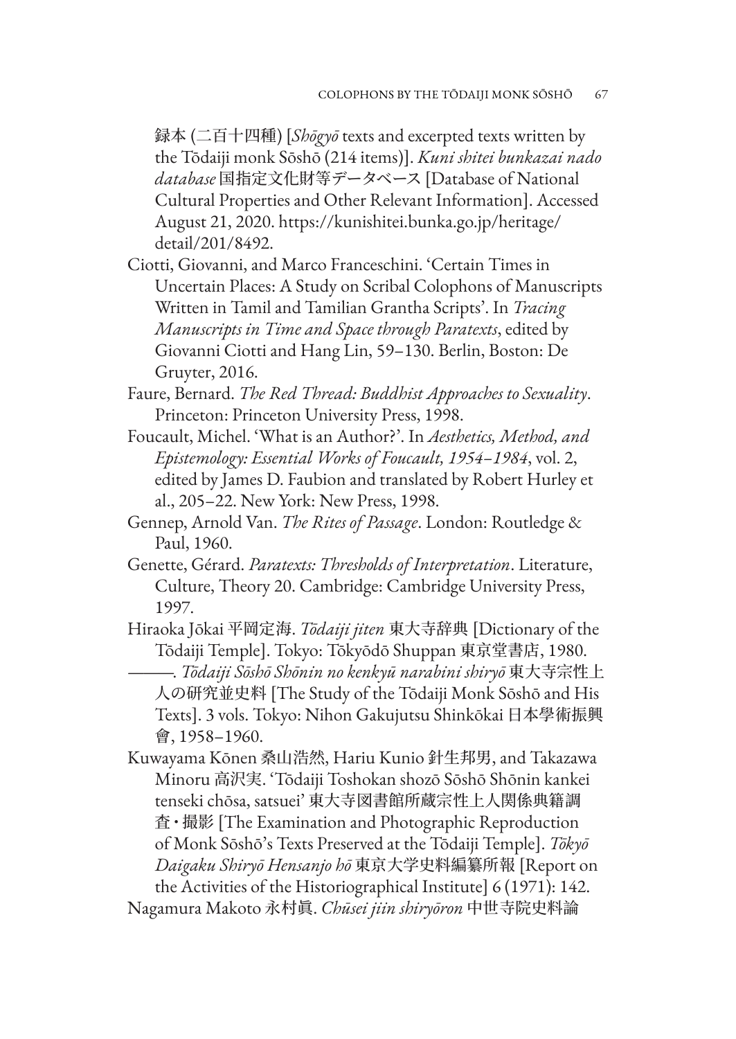録本 (二百十四種) [*Shōgyō* texts and excerpted texts written by the Tōdaiji monk Sōshō (214 items)]. *Kuni shitei bunkazai nado database* 国指定文化財等データベース [Database of National Cultural Properties and Other Relevant Information]. Accessed August 21, 2020. https://kunishitei.bunka.go.jp/heritage/detail/201/8492.

Ciotti, Giovanni, and Marco Franceschini. 'Certain Times in Uncertain Places: A Study on Scribal Colophons of Manuscripts Written in Tamil and Tamilian Grantha Scripts'. In *Tracing Manuscripts in Time and Space through Paratexts*, edited by Giovanni Ciotti and Hang Lin, 59–130. Berlin, Boston: De Gruyter, 2016.

Faure, Bernard. *The Red Thread: Buddhist Approaches to Sexuality*. Princeton: Princeton University Press, 1998.

Foucault, Michel. 'What is an Author?'. In *Aesthetics, Method, and Epistemology: Essential Works of Foucault, 1954–1984*, vol. 2, edited by James D. Faubion and translated by Robert Hurley et al., 205–22. New York: New Press, 1998.

Gennep, Arnold Van. *The Rites of Passage*. London: Routledge & Paul, 1960.

Genette, Gérard. *Paratexts: Thresholds of Interpretation*. Literature, Culture, Theory 20. Cambridge: Cambridge University Press, 1997.

Hiraoka Jōkai 平岡定海. *Tōdaiji jiten* 東大寺辞典 [Dictionary of the Tōdaiji Temple]. Tokyo: Tōkyōdō Shuppan 東京堂書店, 1980.

———. *Tōdaiji Sōshō Shōnin no kenkyū narabini shiryō* 東大寺宗性上人の研究並史料 [The Study of the Tōdaiji Monk Sōshō and His Texts]. 3 vols. Tokyo: Nihon Gakujutsu Shinkōkai 日本學術振興會, 1958–1960.

Kuwayama Kōnen 桑山浩然, Hariu Kunio 針生邦男, and Takazawa Minoru 高沢実. 'Tōdaiji Toshokan shozō Sōshō Shōnin kankei tenseki chōsa, satsuei' 東大寺図書館所蔵宗性上人関係典籍調査・撮影 [The Examination and Photographic Reproduction of Monk Sōshō's Texts Preserved at the Tōdaiji Temple]. *Tōkyō Daigaku Shiryō Hensanjo hō* 東京大学史料編纂所報 [Report on the Activities of the Historiographical Institute] 6 (1971): 142.

Nagamura Makoto 永村眞. *Chūsei jiin shiryōron* 中世寺院史料論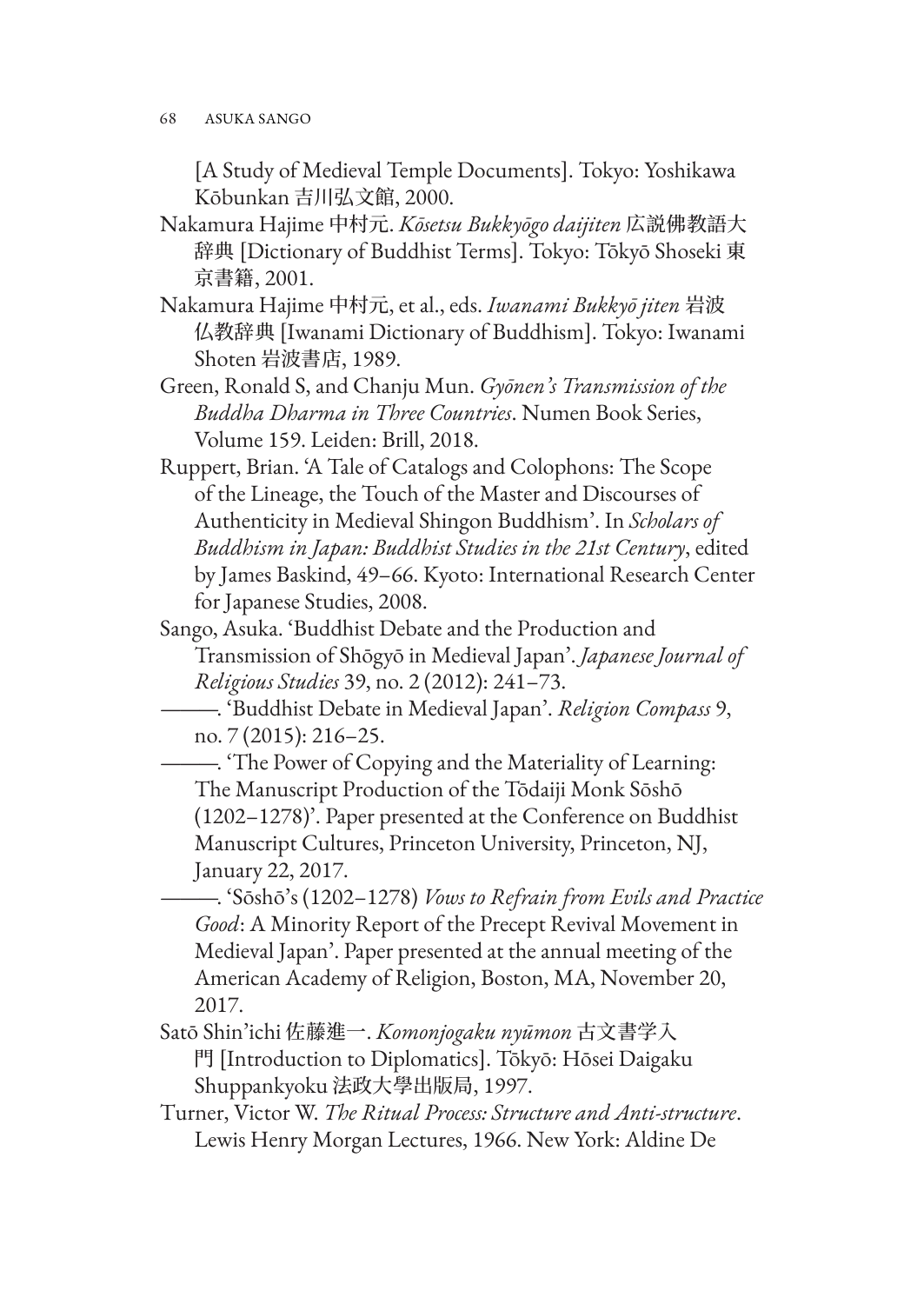[A Study of Medieval Temple Documents]. Tokyo: Yoshikawa Kōbunkan 吉川弘文館, 2000.

Nakamura Hajime 中村元. *Kōsetsu Bukkyōgo daijiten* 広説佛教語大辞典 [Dictionary of Buddhist Terms]. Tokyo: Tōkyō Shoseki 東京書籍, 2001.

Nakamura Hajime 中村元, et al., eds. *Iwanami Bukkyō jiten* 岩波仏教辞典 [Iwanami Dictionary of Buddhism]. Tokyo: Iwanami Shoten 岩波書店, 1989.

Green, Ronald S, and Chanju Mun. *Gyōnen's Transmission of the Buddha Dharma in Three Countries*. Numen Book Series, Volume 159. Leiden: Brill, 2018.

Ruppert, Brian. 'A Tale of Catalogs and Colophons: The Scope of the Lineage, the Touch of the Master and Discourses of Authenticity in Medieval Shingon Buddhism'. In *Scholars of Buddhism in Japan: Buddhist Studies in the 21st Century*, edited by James Baskind, 49–66. Kyoto: International Research Center for Japanese Studies, 2008.

Sango, Asuka. 'Buddhist Debate and the Production and Transmission of Shōgyō in Medieval Japan'. *Japanese Journal of Religious Studies* 39, no. 2 (2012): 241–73.

———. 'Buddhist Debate in Medieval Japan'. *Religion Compass* 9, no. 7 (2015): 216–25.

———. 'The Power of Copying and the Materiality of Learning: The Manuscript Production of the Tōdaiji Monk Sōshō (1202–1278)'. Paper presented at the Conference on Buddhist Manuscript Cultures, Princeton University, Princeton, NJ, January 22, 2017.

———. 'Sōshō's (1202–1278) *Vows to Refrain from Evils and Practice Good*: A Minority Report of the Precept Revival Movement in Medieval Japan'. Paper presented at the annual meeting of the American Academy of Religion, Boston, MA, November 20, 2017.

Satō Shin'ichi 佐藤進一. *Komonjogaku nyūmon* 古文書学入門 [Introduction to Diplomatics]. Tōkyō: Hōsei Daigaku Shuppankyoku 法政大學出版局, 1997.

Turner, Victor W. *The Ritual Process: Structure and Anti-structure*. Lewis Henry Morgan Lectures, 1966. New York: Aldine De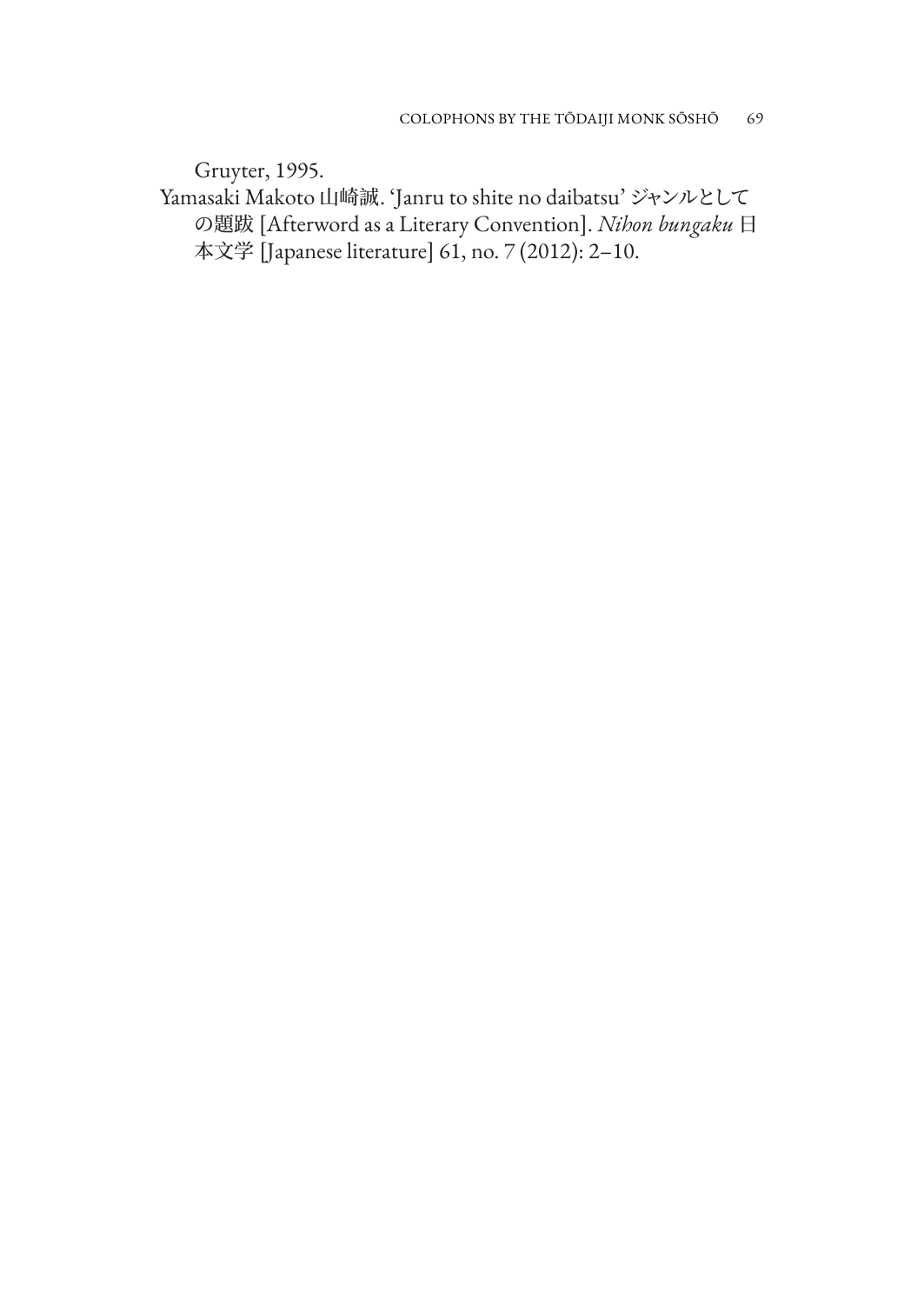Gruyter, 1995.

Yamasaki Makoto 山崎誠. 'Janru to shite no daibatsu' ジャンルとしての題跋 [Afterword as a Literary Convention]. *Nihon bungaku* 日本文学 [Japanese literature] 61, no. 7 (2012): 2–10.